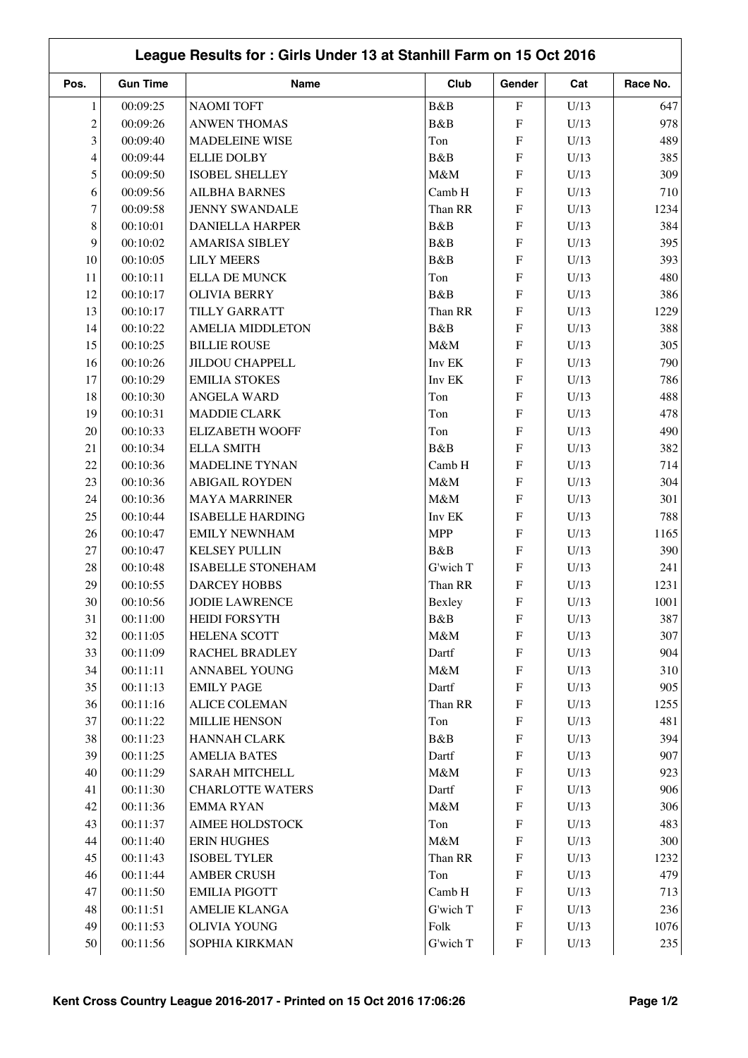## League Results for : Girls Under 13 at Stanhill Farm on 15 Oct 2016

| Pos. | Gun Time | Name | Club | Gender | Cat | Race No. |
|---|---|---|---|---|---|---|
| 1 | 00:09:25 | NAOMI TOFT | B&B | F | U/13 | 647 |
| 2 | 00:09:26 | ANWEN THOMAS | B&B | F | U/13 | 978 |
| 3 | 00:09:40 | MADELEINE WISE | Ton | F | U/13 | 489 |
| 4 | 00:09:44 | ELLIE DOLBY | B&B | F | U/13 | 385 |
| 5 | 00:09:50 | ISOBEL SHELLEY | M&M | F | U/13 | 309 |
| 6 | 00:09:56 | AILBHA BARNES | Camb H | F | U/13 | 710 |
| 7 | 00:09:58 | JENNY SWANDALE | Than RR | F | U/13 | 1234 |
| 8 | 00:10:01 | DANIELLA HARPER | B&B | F | U/13 | 384 |
| 9 | 00:10:02 | AMARISA SIBLEY | B&B | F | U/13 | 395 |
| 10 | 00:10:05 | LILY MEERS | B&B | F | U/13 | 393 |
| 11 | 00:10:11 | ELLA DE MUNCK | Ton | F | U/13 | 480 |
| 12 | 00:10:17 | OLIVIA BERRY | B&B | F | U/13 | 386 |
| 13 | 00:10:17 | TILLY GARRATT | Than RR | F | U/13 | 1229 |
| 14 | 00:10:22 | AMELIA MIDDLETON | B&B | F | U/13 | 388 |
| 15 | 00:10:25 | BILLIE ROUSE | M&M | F | U/13 | 305 |
| 16 | 00:10:26 | JILDOU CHAPPELL | Inv EK | F | U/13 | 790 |
| 17 | 00:10:29 | EMILIA STOKES | Inv EK | F | U/13 | 786 |
| 18 | 00:10:30 | ANGELA WARD | Ton | F | U/13 | 488 |
| 19 | 00:10:31 | MADDIE CLARK | Ton | F | U/13 | 478 |
| 20 | 00:10:33 | ELIZABETH WOOFF | Ton | F | U/13 | 490 |
| 21 | 00:10:34 | ELLA SMITH | B&B | F | U/13 | 382 |
| 22 | 00:10:36 | MADELINE TYNAN | Camb H | F | U/13 | 714 |
| 23 | 00:10:36 | ABIGAIL ROYDEN | M&M | F | U/13 | 304 |
| 24 | 00:10:36 | MAYA MARRINER | M&M | F | U/13 | 301 |
| 25 | 00:10:44 | ISABELLE HARDING | Inv EK | F | U/13 | 788 |
| 26 | 00:10:47 | EMILY NEWNHAM | MPP | F | U/13 | 1165 |
| 27 | 00:10:47 | KELSEY PULLIN | B&B | F | U/13 | 390 |
| 28 | 00:10:48 | ISABELLE STONEHAM | G'wich T | F | U/13 | 241 |
| 29 | 00:10:55 | DARCEY HOBBS | Than RR | F | U/13 | 1231 |
| 30 | 00:10:56 | JODIE LAWRENCE | Bexley | F | U/13 | 1001 |
| 31 | 00:11:00 | HEIDI FORSYTH | B&B | F | U/13 | 387 |
| 32 | 00:11:05 | HELENA SCOTT | M&M | F | U/13 | 307 |
| 33 | 00:11:09 | RACHEL BRADLEY | Dartf | F | U/13 | 904 |
| 34 | 00:11:11 | ANNABEL YOUNG | M&M | F | U/13 | 310 |
| 35 | 00:11:13 | EMILY PAGE | Dartf | F | U/13 | 905 |
| 36 | 00:11:16 | ALICE COLEMAN | Than RR | F | U/13 | 1255 |
| 37 | 00:11:22 | MILLIE HENSON | Ton | F | U/13 | 481 |
| 38 | 00:11:23 | HANNAH CLARK | B&B | F | U/13 | 394 |
| 39 | 00:11:25 | AMELIA BATES | Dartf | F | U/13 | 907 |
| 40 | 00:11:29 | SARAH MITCHELL | M&M | F | U/13 | 923 |
| 41 | 00:11:30 | CHARLOTTE WATERS | Dartf | F | U/13 | 906 |
| 42 | 00:11:36 | EMMA RYAN | M&M | F | U/13 | 306 |
| 43 | 00:11:37 | AIMEE HOLDSTOCK | Ton | F | U/13 | 483 |
| 44 | 00:11:40 | ERIN HUGHES | M&M | F | U/13 | 300 |
| 45 | 00:11:43 | ISOBEL TYLER | Than RR | F | U/13 | 1232 |
| 46 | 00:11:44 | AMBER CRUSH | Ton | F | U/13 | 479 |
| 47 | 00:11:50 | EMILIA PIGOTT | Camb H | F | U/13 | 713 |
| 48 | 00:11:51 | AMELIE KLANGA | G'wich T | F | U/13 | 236 |
| 49 | 00:11:53 | OLIVIA YOUNG | Folk | F | U/13 | 1076 |
| 50 | 00:11:56 | SOPHIA KIRKMAN | G'wich T | F | U/13 | 235 |

Kent Cross Country League 2016-2017 - Printed on 15 Oct 2016 17:06:26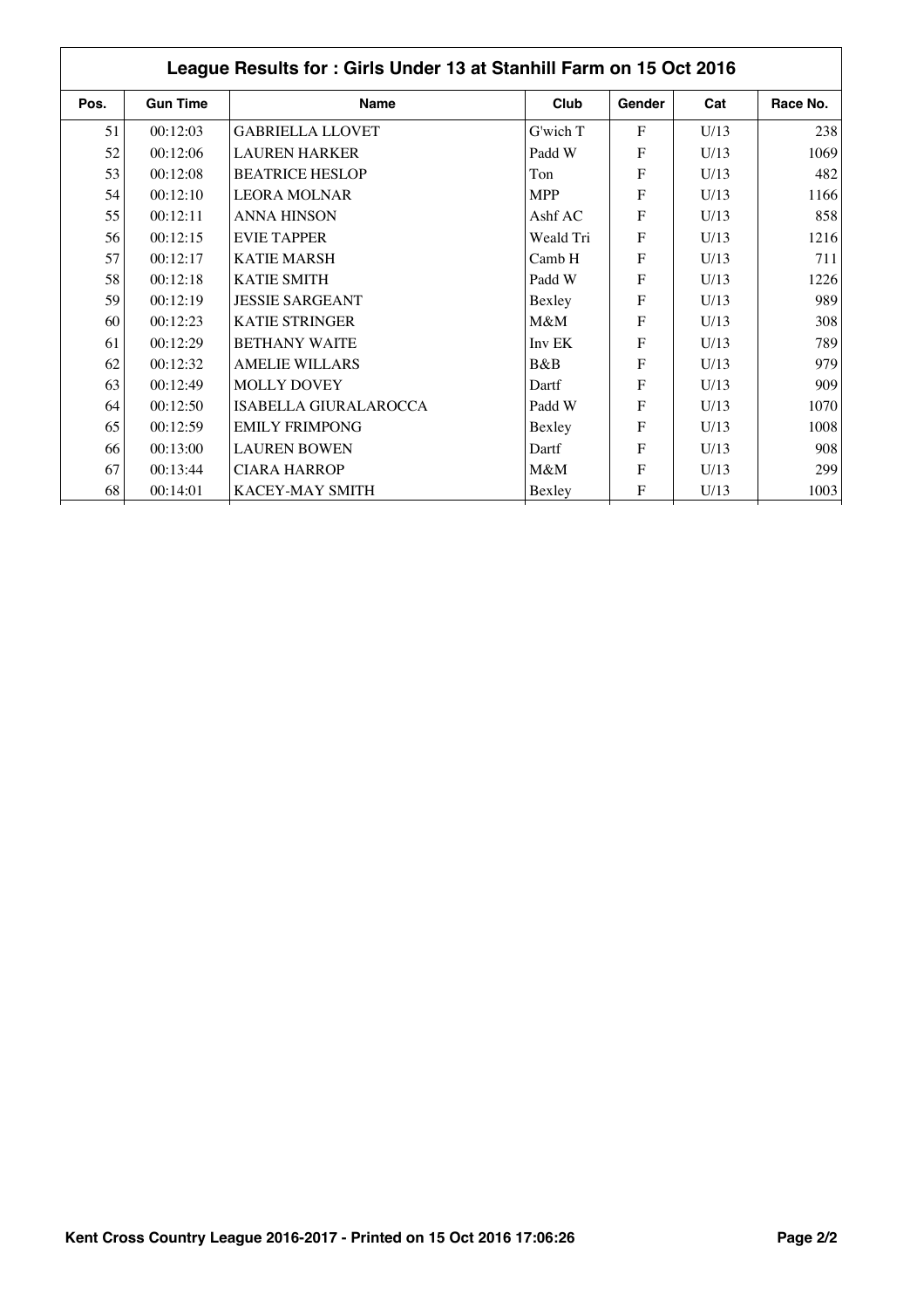## League Results for : Girls Under 13 at Stanhill Farm on 15 Oct 2016

| Pos. | Gun Time | Name | Club | Gender | Cat | Race No. |
|---|---|---|---|---|---|---|
| 51 | 00:12:03 | GABRIELLA LLOVET | G'wich T | F | U/13 | 238 |
| 52 | 00:12:06 | LAUREN HARKER | Padd W | F | U/13 | 1069 |
| 53 | 00:12:08 | BEATRICE HESLOP | Ton | F | U/13 | 482 |
| 54 | 00:12:10 | LEORA MOLNAR | MPP | F | U/13 | 1166 |
| 55 | 00:12:11 | ANNA HINSON | Ashf AC | F | U/13 | 858 |
| 56 | 00:12:15 | EVIE TAPPER | Weald Tri | F | U/13 | 1216 |
| 57 | 00:12:17 | KATIE MARSH | Camb H | F | U/13 | 711 |
| 58 | 00:12:18 | KATIE SMITH | Padd W | F | U/13 | 1226 |
| 59 | 00:12:19 | JESSIE SARGEANT | Bexley | F | U/13 | 989 |
| 60 | 00:12:23 | KATIE STRINGER | M&M | F | U/13 | 308 |
| 61 | 00:12:29 | BETHANY WAITE | Inv EK | F | U/13 | 789 |
| 62 | 00:12:32 | AMELIE WILLARS | B&B | F | U/13 | 979 |
| 63 | 00:12:49 | MOLLY DOVEY | Dartf | F | U/13 | 909 |
| 64 | 00:12:50 | ISABELLA GIURALAROCCA | Padd W | F | U/13 | 1070 |
| 65 | 00:12:59 | EMILY FRIMPONG | Bexley | F | U/13 | 1008 |
| 66 | 00:13:00 | LAUREN BOWEN | Dartf | F | U/13 | 908 |
| 67 | 00:13:44 | CIARA HARROP | M&M | F | U/13 | 299 |
| 68 | 00:14:01 | KACEY-MAY SMITH | Bexley | F | U/13 | 1003 |

**Kent Cross Country League 2016-2017 - Printed on 15 Oct 2016 17:06:26**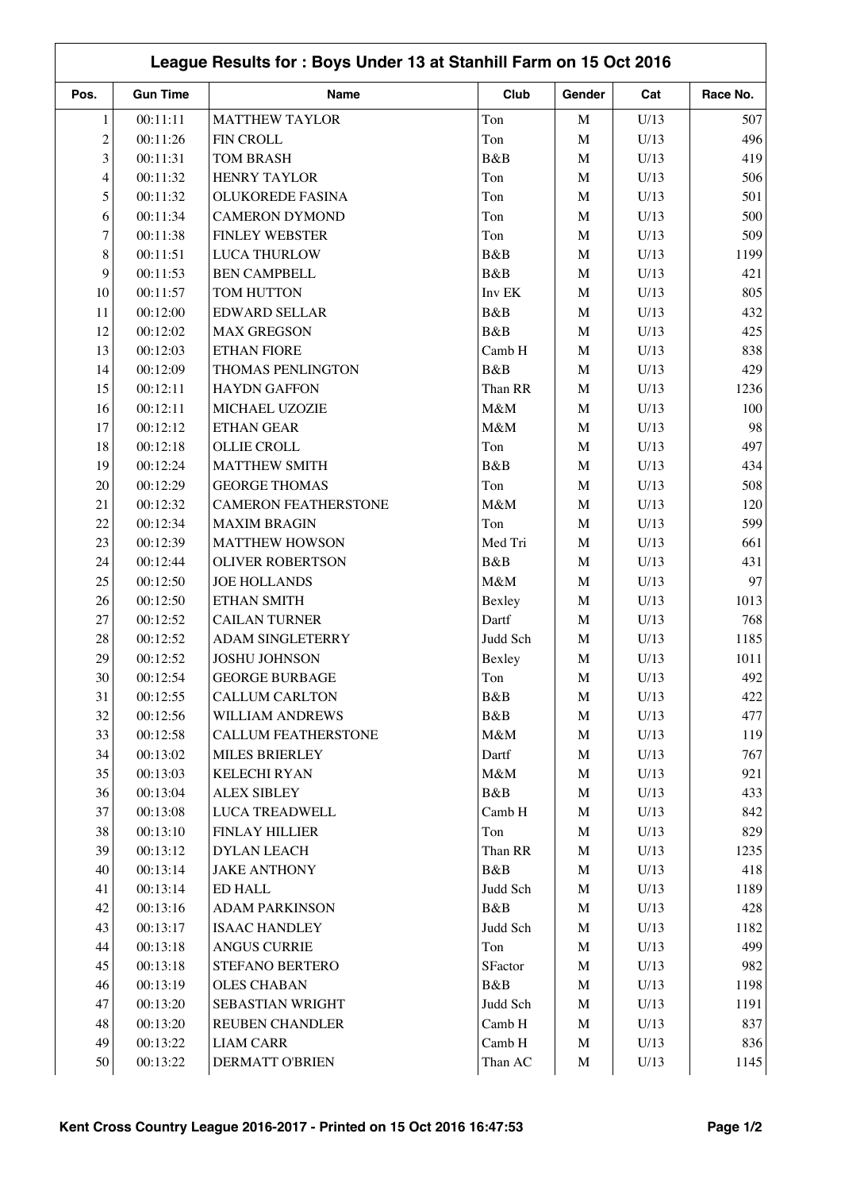## League Results for : Boys Under 13 at Stanhill Farm on 15 Oct 2016

| Pos. | Gun Time | Name | Club | Gender | Cat | Race No. |
|---|---|---|---|---|---|---|
| 1 | 00:11:11 | MATTHEW TAYLOR | Ton | M | U/13 | 507 |
| 2 | 00:11:26 | FIN CROLL | Ton | M | U/13 | 496 |
| 3 | 00:11:31 | TOM BRASH | B&B | M | U/13 | 419 |
| 4 | 00:11:32 | HENRY TAYLOR | Ton | M | U/13 | 506 |
| 5 | 00:11:32 | OLUKOREDE FASINA | Ton | M | U/13 | 501 |
| 6 | 00:11:34 | CAMERON DYMOND | Ton | M | U/13 | 500 |
| 7 | 00:11:38 | FINLEY WEBSTER | Ton | M | U/13 | 509 |
| 8 | 00:11:51 | LUCA THURLOW | B&B | M | U/13 | 1199 |
| 9 | 00:11:53 | BEN CAMPBELL | B&B | M | U/13 | 421 |
| 10 | 00:11:57 | TOM HUTTON | Inv EK | M | U/13 | 805 |
| 11 | 00:12:00 | EDWARD SELLAR | B&B | M | U/13 | 432 |
| 12 | 00:12:02 | MAX GREGSON | B&B | M | U/13 | 425 |
| 13 | 00:12:03 | ETHAN FIORE | Camb H | M | U/13 | 838 |
| 14 | 00:12:09 | THOMAS PENLINGTON | B&B | M | U/13 | 429 |
| 15 | 00:12:11 | HAYDN GAFFON | Than RR | M | U/13 | 1236 |
| 16 | 00:12:11 | MICHAEL UZOZIE | M&M | M | U/13 | 100 |
| 17 | 00:12:12 | ETHAN GEAR | M&M | M | U/13 | 98 |
| 18 | 00:12:18 | OLLIE CROLL | Ton | M | U/13 | 497 |
| 19 | 00:12:24 | MATTHEW SMITH | B&B | M | U/13 | 434 |
| 20 | 00:12:29 | GEORGE THOMAS | Ton | M | U/13 | 508 |
| 21 | 00:12:32 | CAMERON FEATHERSTONE | M&M | M | U/13 | 120 |
| 22 | 00:12:34 | MAXIM BRAGIN | Ton | M | U/13 | 599 |
| 23 | 00:12:39 | MATTHEW HOWSON | Med Tri | M | U/13 | 661 |
| 24 | 00:12:44 | OLIVER ROBERTSON | B&B | M | U/13 | 431 |
| 25 | 00:12:50 | JOE HOLLANDS | M&M | M | U/13 | 97 |
| 26 | 00:12:50 | ETHAN SMITH | Bexley | M | U/13 | 1013 |
| 27 | 00:12:52 | CAILAN TURNER | Dartf | M | U/13 | 768 |
| 28 | 00:12:52 | ADAM SINGLETERRY | Judd Sch | M | U/13 | 1185 |
| 29 | 00:12:52 | JOSHU JOHNSON | Bexley | M | U/13 | 1011 |
| 30 | 00:12:54 | GEORGE BURBAGE | Ton | M | U/13 | 492 |
| 31 | 00:12:55 | CALLUM CARLTON | B&B | M | U/13 | 422 |
| 32 | 00:12:56 | WILLIAM ANDREWS | B&B | M | U/13 | 477 |
| 33 | 00:12:58 | CALLUM FEATHERSTONE | M&M | M | U/13 | 119 |
| 34 | 00:13:02 | MILES BRIERLEY | Dartf | M | U/13 | 767 |
| 35 | 00:13:03 | KELECHI RYAN | M&M | M | U/13 | 921 |
| 36 | 00:13:04 | ALEX SIBLEY | B&B | M | U/13 | 433 |
| 37 | 00:13:08 | LUCA TREADWELL | Camb H | M | U/13 | 842 |
| 38 | 00:13:10 | FINLAY HILLIER | Ton | M | U/13 | 829 |
| 39 | 00:13:12 | DYLAN LEACH | Than RR | M | U/13 | 1235 |
| 40 | 00:13:14 | JAKE ANTHONY | B&B | M | U/13 | 418 |
| 41 | 00:13:14 | ED HALL | Judd Sch | M | U/13 | 1189 |
| 42 | 00:13:16 | ADAM PARKINSON | B&B | M | U/13 | 428 |
| 43 | 00:13:17 | ISAAC HANDLEY | Judd Sch | M | U/13 | 1182 |
| 44 | 00:13:18 | ANGUS CURRIE | Ton | M | U/13 | 499 |
| 45 | 00:13:18 | STEFANO BERTERO | SFactor | M | U/13 | 982 |
| 46 | 00:13:19 | OLES CHABAN | B&B | M | U/13 | 1198 |
| 47 | 00:13:20 | SEBASTIAN WRIGHT | Judd Sch | M | U/13 | 1191 |
| 48 | 00:13:20 | REUBEN CHANDLER | Camb H | M | U/13 | 837 |
| 49 | 00:13:22 | LIAM CARR | Camb H | M | U/13 | 836 |
| 50 | 00:13:22 | DERMATT O'BRIEN | Than AC | M | U/13 | 1145 |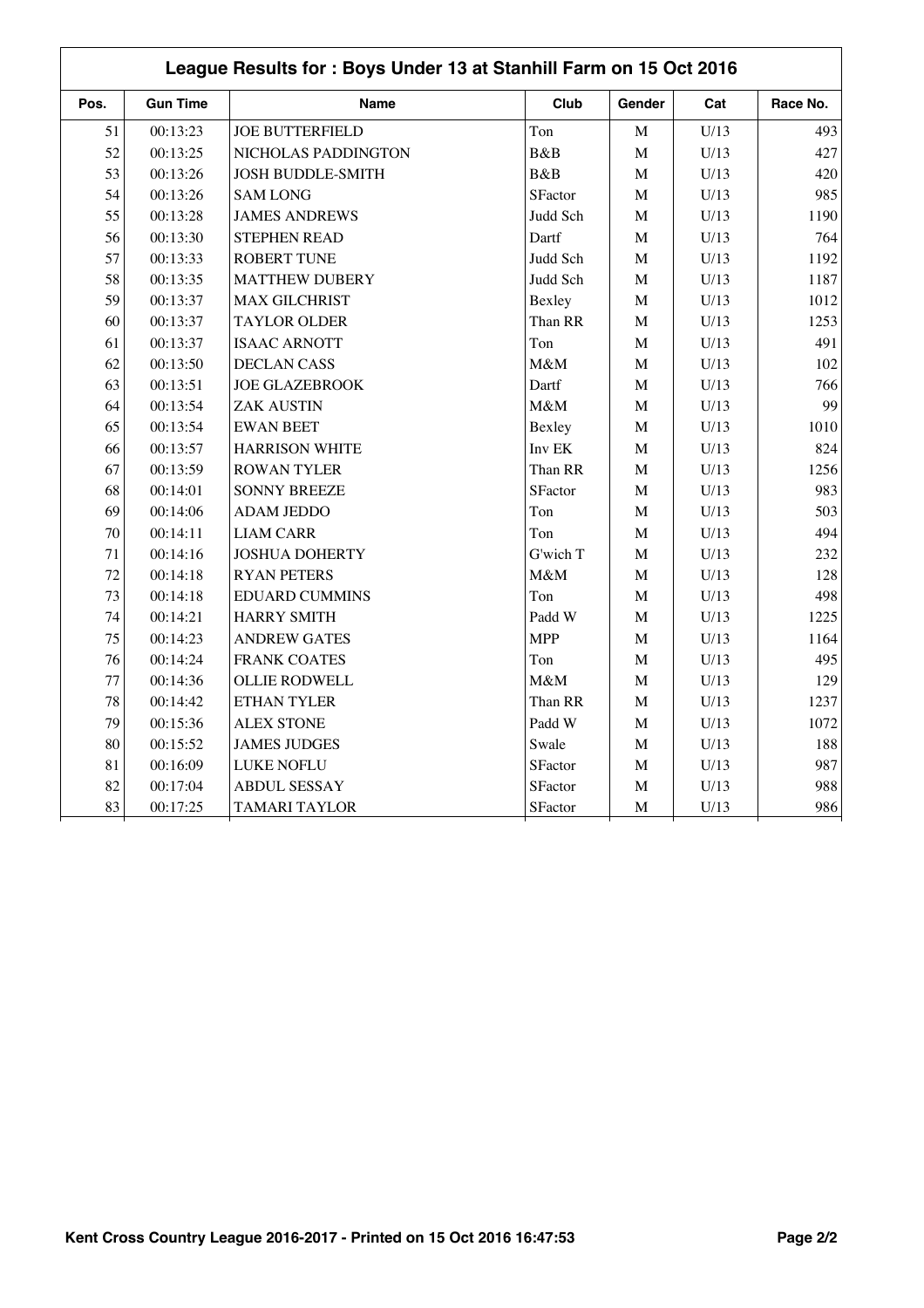## League Results for : Boys Under 13 at Stanhill Farm on 15 Oct 2016

| Pos. | Gun Time | Name | Club | Gender | Cat | Race No. |
|---|---|---|---|---|---|---|
| 51 | 00:13:23 | JOE BUTTERFIELD | Ton | M | U/13 | 493 |
| 52 | 00:13:25 | NICHOLAS PADDINGTON | B&B | M | U/13 | 427 |
| 53 | 00:13:26 | JOSH BUDDLE-SMITH | B&B | M | U/13 | 420 |
| 54 | 00:13:26 | SAM LONG | SFactor | M | U/13 | 985 |
| 55 | 00:13:28 | JAMES ANDREWS | Judd Sch | M | U/13 | 1190 |
| 56 | 00:13:30 | STEPHEN READ | Dartf | M | U/13 | 764 |
| 57 | 00:13:33 | ROBERT TUNE | Judd Sch | M | U/13 | 1192 |
| 58 | 00:13:35 | MATTHEW DUBERY | Judd Sch | M | U/13 | 1187 |
| 59 | 00:13:37 | MAX GILCHRIST | Bexley | M | U/13 | 1012 |
| 60 | 00:13:37 | TAYLOR OLDER | Than RR | M | U/13 | 1253 |
| 61 | 00:13:37 | ISAAC ARNOTT | Ton | M | U/13 | 491 |
| 62 | 00:13:50 | DECLAN CASS | M&M | M | U/13 | 102 |
| 63 | 00:13:51 | JOE GLAZEBROOK | Dartf | M | U/13 | 766 |
| 64 | 00:13:54 | ZAK AUSTIN | M&M | M | U/13 | 99 |
| 65 | 00:13:54 | EWAN BEET | Bexley | M | U/13 | 1010 |
| 66 | 00:13:57 | HARRISON WHITE | Inv EK | M | U/13 | 824 |
| 67 | 00:13:59 | ROWAN TYLER | Than RR | M | U/13 | 1256 |
| 68 | 00:14:01 | SONNY BREEZE | SFactor | M | U/13 | 983 |
| 69 | 00:14:06 | ADAM JEDDO | Ton | M | U/13 | 503 |
| 70 | 00:14:11 | LIAM CARR | Ton | M | U/13 | 494 |
| 71 | 00:14:16 | JOSHUA DOHERTY | G'wich T | M | U/13 | 232 |
| 72 | 00:14:18 | RYAN PETERS | M&M | M | U/13 | 128 |
| 73 | 00:14:18 | EDUARD CUMMINS | Ton | M | U/13 | 498 |
| 74 | 00:14:21 | HARRY SMITH | Padd W | M | U/13 | 1225 |
| 75 | 00:14:23 | ANDREW GATES | MPP | M | U/13 | 1164 |
| 76 | 00:14:24 | FRANK COATES | Ton | M | U/13 | 495 |
| 77 | 00:14:36 | OLLIE RODWELL | M&M | M | U/13 | 129 |
| 78 | 00:14:42 | ETHAN TYLER | Than RR | M | U/13 | 1237 |
| 79 | 00:15:36 | ALEX STONE | Padd W | M | U/13 | 1072 |
| 80 | 00:15:52 | JAMES JUDGES | Swale | M | U/13 | 188 |
| 81 | 00:16:09 | LUKE NOFLU | SFactor | M | U/13 | 987 |
| 82 | 00:17:04 | ABDUL SESSAY | SFactor | M | U/13 | 988 |
| 83 | 00:17:25 | TAMARI TAYLOR | SFactor | M | U/13 | 986 |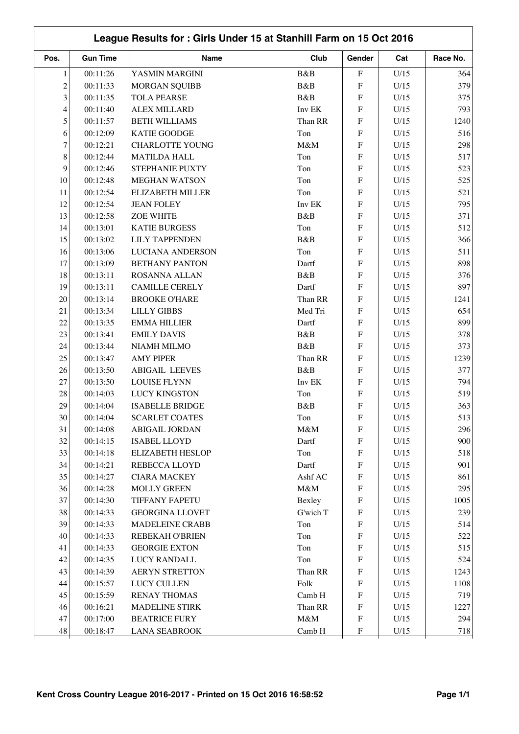## League Results for : Girls Under 15 at Stanhill Farm on 15 Oct 2016

| Pos. | Gun Time | Name | Club | Gender | Cat | Race No. |
|---|---|---|---|---|---|---|
| 1 | 00:11:26 | YASMIN MARGINI | B&B | F | U/15 | 364 |
| 2 | 00:11:33 | MORGAN SQUIBB | B&B | F | U/15 | 379 |
| 3 | 00:11:35 | TOLA PEARSE | B&B | F | U/15 | 375 |
| 4 | 00:11:40 | ALEX MILLARD | Inv EK | F | U/15 | 793 |
| 5 | 00:11:57 | BETH WILLIAMS | Than RR | F | U/15 | 1240 |
| 6 | 00:12:09 | KATIE GOODGE | Ton | F | U/15 | 516 |
| 7 | 00:12:21 | CHARLOTTE YOUNG | M&M | F | U/15 | 298 |
| 8 | 00:12:44 | MATILDA HALL | Ton | F | U/15 | 517 |
| 9 | 00:12:46 | STEPHANIE PUXTY | Ton | F | U/15 | 523 |
| 10 | 00:12:48 | MEGHAN WATSON | Ton | F | U/15 | 525 |
| 11 | 00:12:54 | ELIZABETH MILLER | Ton | F | U/15 | 521 |
| 12 | 00:12:54 | JEAN FOLEY | Inv EK | F | U/15 | 795 |
| 13 | 00:12:58 | ZOE WHITE | B&B | F | U/15 | 371 |
| 14 | 00:13:01 | KATIE BURGESS | Ton | F | U/15 | 512 |
| 15 | 00:13:02 | LILY TAPPENDEN | B&B | F | U/15 | 366 |
| 16 | 00:13:06 | LUCIANA ANDERSON | Ton | F | U/15 | 511 |
| 17 | 00:13:09 | BETHANY PANTON | Dartf | F | U/15 | 898 |
| 18 | 00:13:11 | ROSANNA ALLAN | B&B | F | U/15 | 376 |
| 19 | 00:13:11 | CAMILLE CERELY | Dartf | F | U/15 | 897 |
| 20 | 00:13:14 | BROOKE O'HARE | Than RR | F | U/15 | 1241 |
| 21 | 00:13:34 | LILLY GIBBS | Med Tri | F | U/15 | 654 |
| 22 | 00:13:35 | EMMA HILLIER | Dartf | F | U/15 | 899 |
| 23 | 00:13:41 | EMILY DAVIS | B&B | F | U/15 | 378 |
| 24 | 00:13:44 | NIAMH MILMO | B&B | F | U/15 | 373 |
| 25 | 00:13:47 | AMY PIPER | Than RR | F | U/15 | 1239 |
| 26 | 00:13:50 | ABIGAIL LEEVES | B&B | F | U/15 | 377 |
| 27 | 00:13:50 | LOUISE FLYNN | Inv EK | F | U/15 | 794 |
| 28 | 00:14:03 | LUCY KINGSTON | Ton | F | U/15 | 519 |
| 29 | 00:14:04 | ISABELLE BRIDGE | B&B | F | U/15 | 363 |
| 30 | 00:14:04 | SCARLET COATES | Ton | F | U/15 | 513 |
| 31 | 00:14:08 | ABIGAIL JORDAN | M&M | F | U/15 | 296 |
| 32 | 00:14:15 | ISABEL LLOYD | Dartf | F | U/15 | 900 |
| 33 | 00:14:18 | ELIZABETH HESLOP | Ton | F | U/15 | 518 |
| 34 | 00:14:21 | REBECCA LLOYD | Dartf | F | U/15 | 901 |
| 35 | 00:14:27 | CIARA MACKEY | Ashf AC | F | U/15 | 861 |
| 36 | 00:14:28 | MOLLY GREEN | M&M | F | U/15 | 295 |
| 37 | 00:14:30 | TIFFANY FAPETU | Bexley | F | U/15 | 1005 |
| 38 | 00:14:33 | GEORGINA LLOVET | G'wich T | F | U/15 | 239 |
| 39 | 00:14:33 | MADELEINE CRABB | Ton | F | U/15 | 514 |
| 40 | 00:14:33 | REBEKAH O'BRIEN | Ton | F | U/15 | 522 |
| 41 | 00:14:33 | GEORGIE EXTON | Ton | F | U/15 | 515 |
| 42 | 00:14:35 | LUCY RANDALL | Ton | F | U/15 | 524 |
| 43 | 00:14:39 | AERYN STRETTON | Than RR | F | U/15 | 1243 |
| 44 | 00:15:57 | LUCY CULLEN | Folk | F | U/15 | 1108 |
| 45 | 00:15:59 | RENAY THOMAS | Camb H | F | U/15 | 719 |
| 46 | 00:16:21 | MADELINE STIRK | Than RR | F | U/15 | 1227 |
| 47 | 00:17:00 | BEATRICE FURY | M&M | F | U/15 | 294 |
| 48 | 00:18:47 | LANA SEABROOK | Camb H | F | U/15 | 718 |

Kent Cross Country League 2016-2017 - Printed on 15 Oct 2016 16:58:52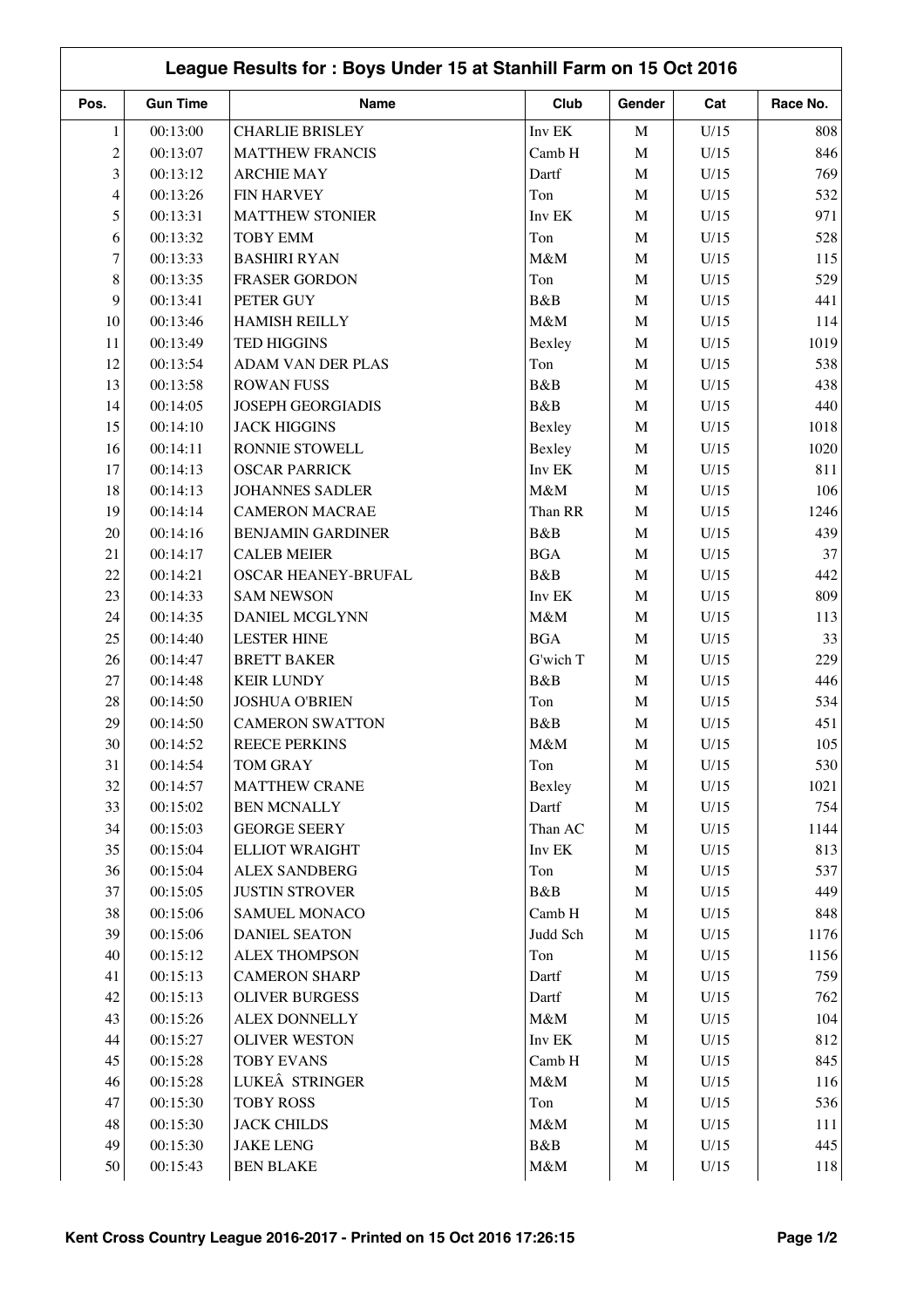# League Results for : Boys Under 15 at Stanhill Farm on 15 Oct 2016

| Pos. | Gun Time | Name | Club | Gender | Cat | Race No. |
|---|---|---|---|---|---|---|
| 1 | 00:13:00 | CHARLIE BRISLEY | Inv EK | M | U/15 | 808 |
| 2 | 00:13:07 | MATTHEW FRANCIS | Camb H | M | U/15 | 846 |
| 3 | 00:13:12 | ARCHIE MAY | Dartf | M | U/15 | 769 |
| 4 | 00:13:26 | FIN HARVEY | Ton | M | U/15 | 532 |
| 5 | 00:13:31 | MATTHEW STONIER | Inv EK | M | U/15 | 971 |
| 6 | 00:13:32 | TOBY EMM | Ton | M | U/15 | 528 |
| 7 | 00:13:33 | BASHIRI RYAN | M&M | M | U/15 | 115 |
| 8 | 00:13:35 | FRASER GORDON | Ton | M | U/15 | 529 |
| 9 | 00:13:41 | PETER GUY | B&B | M | U/15 | 441 |
| 10 | 00:13:46 | HAMISH REILLY | M&M | M | U/15 | 114 |
| 11 | 00:13:49 | TED HIGGINS | Bexley | M | U/15 | 1019 |
| 12 | 00:13:54 | ADAM VAN DER PLAS | Ton | M | U/15 | 538 |
| 13 | 00:13:58 | ROWAN FUSS | B&B | M | U/15 | 438 |
| 14 | 00:14:05 | JOSEPH GEORGIADIS | B&B | M | U/15 | 440 |
| 15 | 00:14:10 | JACK HIGGINS | Bexley | M | U/15 | 1018 |
| 16 | 00:14:11 | RONNIE STOWELL | Bexley | M | U/15 | 1020 |
| 17 | 00:14:13 | OSCAR PARRICK | Inv EK | M | U/15 | 811 |
| 18 | 00:14:13 | JOHANNES SADLER | M&M | M | U/15 | 106 |
| 19 | 00:14:14 | CAMERON MACRAE | Than RR | M | U/15 | 1246 |
| 20 | 00:14:16 | BENJAMIN GARDINER | B&B | M | U/15 | 439 |
| 21 | 00:14:17 | CALEB MEIER | BGA | M | U/15 | 37 |
| 22 | 00:14:21 | OSCAR HEANEY-BRUFAL | B&B | M | U/15 | 442 |
| 23 | 00:14:33 | SAM NEWSON | Inv EK | M | U/15 | 809 |
| 24 | 00:14:35 | DANIEL MCGLYNN | M&M | M | U/15 | 113 |
| 25 | 00:14:40 | LESTER HINE | BGA | M | U/15 | 33 |
| 26 | 00:14:47 | BRETT BAKER | G'wich T | M | U/15 | 229 |
| 27 | 00:14:48 | KEIR LUNDY | B&B | M | U/15 | 446 |
| 28 | 00:14:50 | JOSHUA O'BRIEN | Ton | M | U/15 | 534 |
| 29 | 00:14:50 | CAMERON SWATTON | B&B | M | U/15 | 451 |
| 30 | 00:14:52 | REECE PERKINS | M&M | M | U/15 | 105 |
| 31 | 00:14:54 | TOM GRAY | Ton | M | U/15 | 530 |
| 32 | 00:14:57 | MATTHEW CRANE | Bexley | M | U/15 | 1021 |
| 33 | 00:15:02 | BEN MCNALLY | Dartf | M | U/15 | 754 |
| 34 | 00:15:03 | GEORGE SEERY | Than AC | M | U/15 | 1144 |
| 35 | 00:15:04 | ELLIOT WRAIGHT | Inv EK | M | U/15 | 813 |
| 36 | 00:15:04 | ALEX SANDBERG | Ton | M | U/15 | 537 |
| 37 | 00:15:05 | JUSTIN STROVER | B&B | M | U/15 | 449 |
| 38 | 00:15:06 | SAMUEL MONACO | Camb H | M | U/15 | 848 |
| 39 | 00:15:06 | DANIEL SEATON | Judd Sch | M | U/15 | 1176 |
| 40 | 00:15:12 | ALEX THOMPSON | Ton | M | U/15 | 1156 |
| 41 | 00:15:13 | CAMERON SHARP | Dartf | M | U/15 | 759 |
| 42 | 00:15:13 | OLIVER BURGESS | Dartf | M | U/15 | 762 |
| 43 | 00:15:26 | ALEX DONNELLY | M&M | M | U/15 | 104 |
| 44 | 00:15:27 | OLIVER WESTON | Inv EK | M | U/15 | 812 |
| 45 | 00:15:28 | TOBY EVANS | Camb H | M | U/15 | 845 |
| 46 | 00:15:28 | LUKEÂ STRINGER | M&M | M | U/15 | 116 |
| 47 | 00:15:30 | TOBY ROSS | Ton | M | U/15 | 536 |
| 48 | 00:15:30 | JACK CHILDS | M&M | M | U/15 | 111 |
| 49 | 00:15:30 | JAKE LENG | B&B | M | U/15 | 445 |
| 50 | 00:15:43 | BEN BLAKE | M&M | M | U/15 | 118 |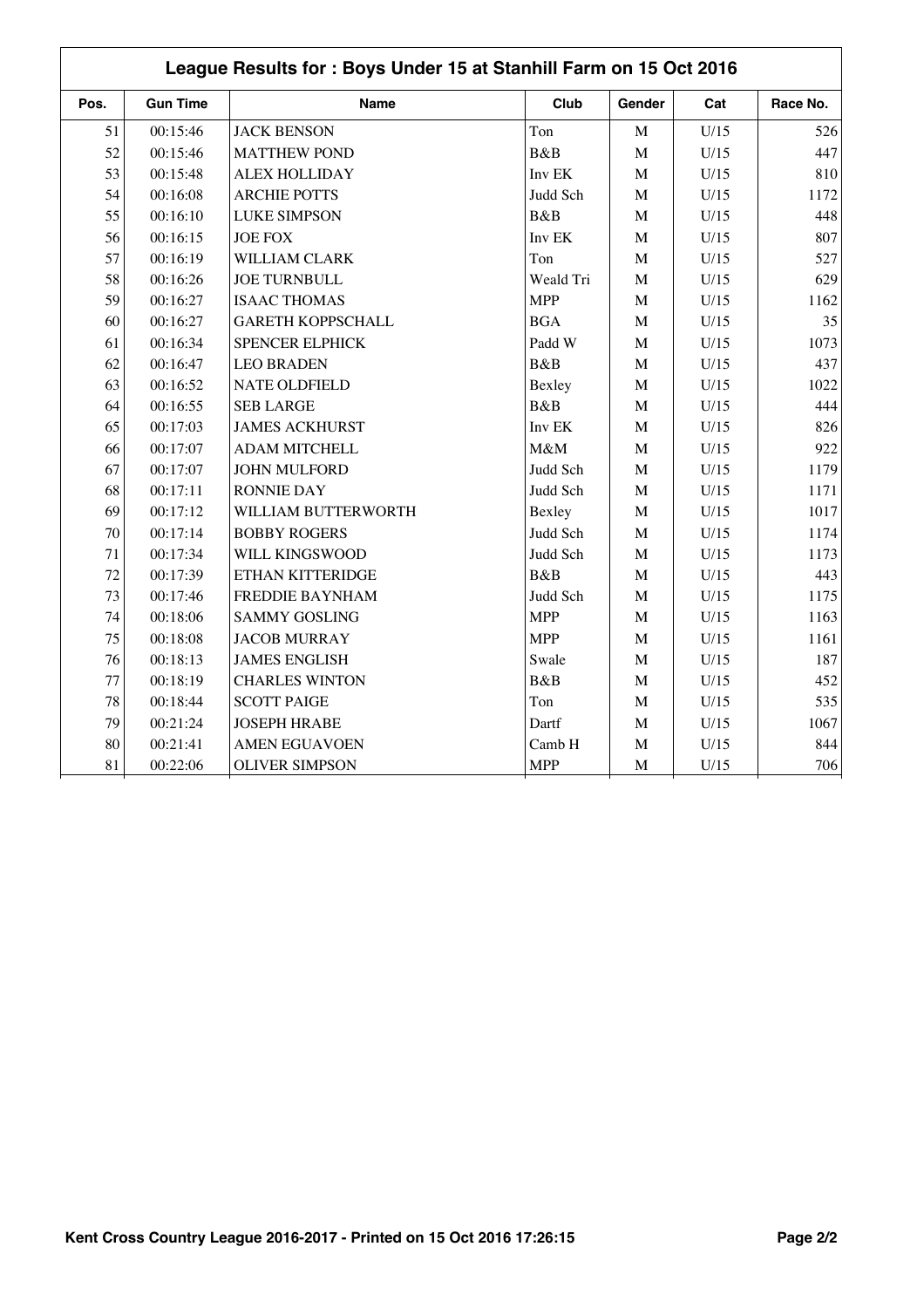## League Results for : Boys Under 15 at Stanhill Farm on 15 Oct 2016

| Pos. | Gun Time | Name | Club | Gender | Cat | Race No. |
|---|---|---|---|---|---|---|
| 51 | 00:15:46 | JACK BENSON | Ton | M | U/15 | 526 |
| 52 | 00:15:46 | MATTHEW POND | B&B | M | U/15 | 447 |
| 53 | 00:15:48 | ALEX HOLLIDAY | Inv EK | M | U/15 | 810 |
| 54 | 00:16:08 | ARCHIE POTTS | Judd Sch | M | U/15 | 1172 |
| 55 | 00:16:10 | LUKE SIMPSON | B&B | M | U/15 | 448 |
| 56 | 00:16:15 | JOE FOX | Inv EK | M | U/15 | 807 |
| 57 | 00:16:19 | WILLIAM CLARK | Ton | M | U/15 | 527 |
| 58 | 00:16:26 | JOE TURNBULL | Weald Tri | M | U/15 | 629 |
| 59 | 00:16:27 | ISAAC THOMAS | MPP | M | U/15 | 1162 |
| 60 | 00:16:27 | GARETH KOPPSCHALL | BGA | M | U/15 | 35 |
| 61 | 00:16:34 | SPENCER ELPHICK | Padd W | M | U/15 | 1073 |
| 62 | 00:16:47 | LEO BRADEN | B&B | M | U/15 | 437 |
| 63 | 00:16:52 | NATE OLDFIELD | Bexley | M | U/15 | 1022 |
| 64 | 00:16:55 | SEB LARGE | B&B | M | U/15 | 444 |
| 65 | 00:17:03 | JAMES ACKHURST | Inv EK | M | U/15 | 826 |
| 66 | 00:17:07 | ADAM MITCHELL | M&M | M | U/15 | 922 |
| 67 | 00:17:07 | JOHN MULFORD | Judd Sch | M | U/15 | 1179 |
| 68 | 00:17:11 | RONNIE DAY | Judd Sch | M | U/15 | 1171 |
| 69 | 00:17:12 | WILLIAM BUTTERWORTH | Bexley | M | U/15 | 1017 |
| 70 | 00:17:14 | BOBBY ROGERS | Judd Sch | M | U/15 | 1174 |
| 71 | 00:17:34 | WILL KINGSWOOD | Judd Sch | M | U/15 | 1173 |
| 72 | 00:17:39 | ETHAN KITTERIDGE | B&B | M | U/15 | 443 |
| 73 | 00:17:46 | FREDDIE BAYNHAM | Judd Sch | M | U/15 | 1175 |
| 74 | 00:18:06 | SAMMY GOSLING | MPP | M | U/15 | 1163 |
| 75 | 00:18:08 | JACOB MURRAY | MPP | M | U/15 | 1161 |
| 76 | 00:18:13 | JAMES ENGLISH | Swale | M | U/15 | 187 |
| 77 | 00:18:19 | CHARLES WINTON | B&B | M | U/15 | 452 |
| 78 | 00:18:44 | SCOTT PAIGE | Ton | M | U/15 | 535 |
| 79 | 00:21:24 | JOSEPH HRABE | Dartf | M | U/15 | 1067 |
| 80 | 00:21:41 | AMEN EGUAVOEN | Camb H | M | U/15 | 844 |
| 81 | 00:22:06 | OLIVER SIMPSON | MPP | M | U/15 | 706 |

Kent Cross Country League 2016-2017 - Printed on 15 Oct 2016 17:26:15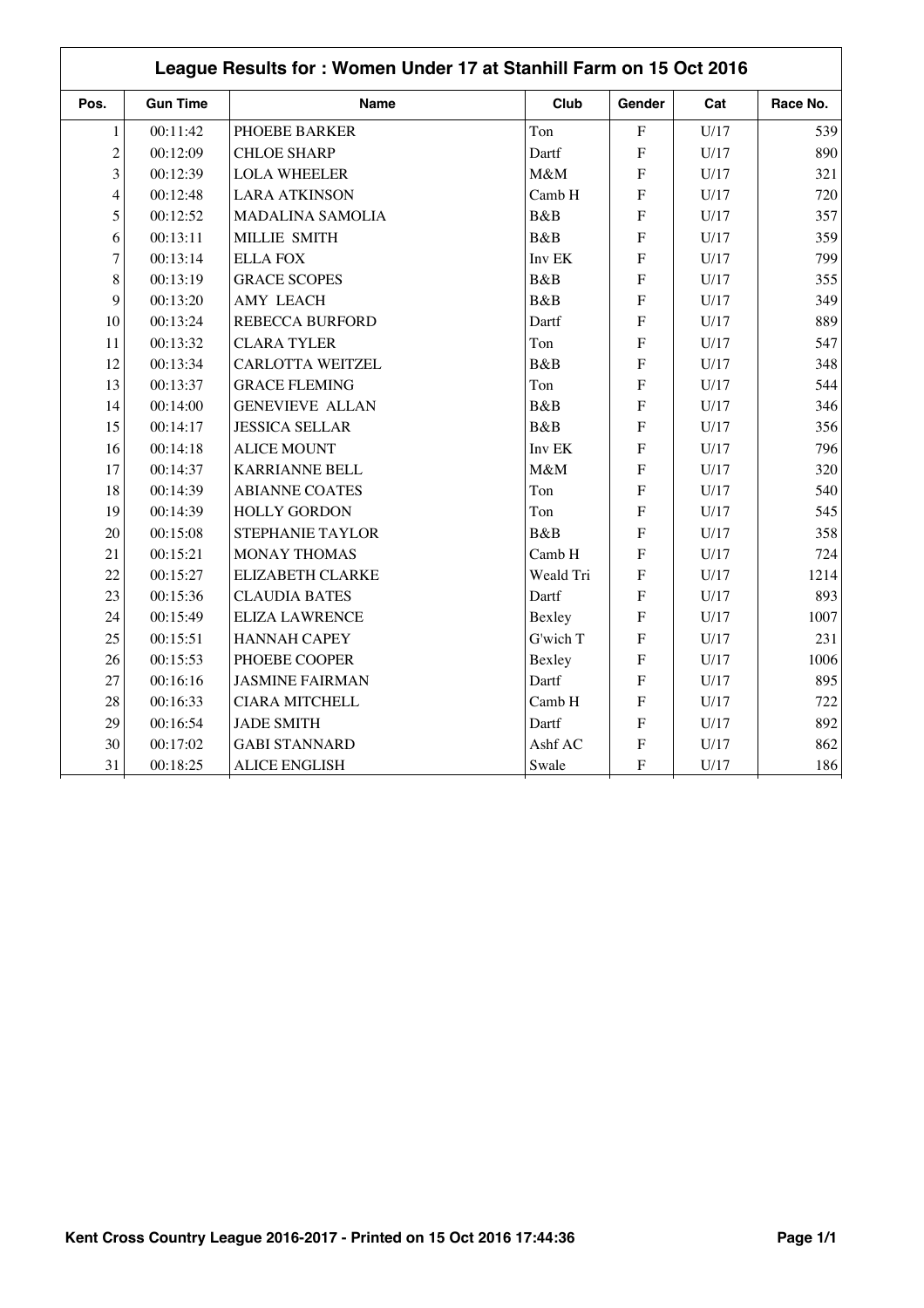# League Results for : Women Under 17 at Stanhill Farm on 15 Oct 2016

| Pos. | Gun Time | Name | Club | Gender | Cat | Race No. |
|---|---|---|---|---|---|---|
| 1 | 00:11:42 | PHOEBE BARKER | Ton | F | U/17 | 539 |
| 2 | 00:12:09 | CHLOE SHARP | Dartf | F | U/17 | 890 |
| 3 | 00:12:39 | LOLA WHEELER | M&M | F | U/17 | 321 |
| 4 | 00:12:48 | LARA ATKINSON | Camb H | F | U/17 | 720 |
| 5 | 00:12:52 | MADALINA SAMOLIA | B&B | F | U/17 | 357 |
| 6 | 00:13:11 | MILLIE SMITH | B&B | F | U/17 | 359 |
| 7 | 00:13:14 | ELLA FOX | Inv EK | F | U/17 | 799 |
| 8 | 00:13:19 | GRACE SCOPES | B&B | F | U/17 | 355 |
| 9 | 00:13:20 | AMY LEACH | B&B | F | U/17 | 349 |
| 10 | 00:13:24 | REBECCA BURFORD | Dartf | F | U/17 | 889 |
| 11 | 00:13:32 | CLARA TYLER | Ton | F | U/17 | 547 |
| 12 | 00:13:34 | CARLOTTA WEITZEL | B&B | F | U/17 | 348 |
| 13 | 00:13:37 | GRACE FLEMING | Ton | F | U/17 | 544 |
| 14 | 00:14:00 | GENEVIEVE ALLAN | B&B | F | U/17 | 346 |
| 15 | 00:14:17 | JESSICA SELLAR | B&B | F | U/17 | 356 |
| 16 | 00:14:18 | ALICE MOUNT | Inv EK | F | U/17 | 796 |
| 17 | 00:14:37 | KARRIANNE BELL | M&M | F | U/17 | 320 |
| 18 | 00:14:39 | ABIANNE COATES | Ton | F | U/17 | 540 |
| 19 | 00:14:39 | HOLLY GORDON | Ton | F | U/17 | 545 |
| 20 | 00:15:08 | STEPHANIE TAYLOR | B&B | F | U/17 | 358 |
| 21 | 00:15:21 | MONAY THOMAS | Camb H | F | U/17 | 724 |
| 22 | 00:15:27 | ELIZABETH CLARKE | Weald Tri | F | U/17 | 1214 |
| 23 | 00:15:36 | CLAUDIA BATES | Dartf | F | U/17 | 893 |
| 24 | 00:15:49 | ELIZA LAWRENCE | Bexley | F | U/17 | 1007 |
| 25 | 00:15:51 | HANNAH CAPEY | G'wich T | F | U/17 | 231 |
| 26 | 00:15:53 | PHOEBE COOPER | Bexley | F | U/17 | 1006 |
| 27 | 00:16:16 | JASMINE FAIRMAN | Dartf | F | U/17 | 895 |
| 28 | 00:16:33 | CIARA MITCHELL | Camb H | F | U/17 | 722 |
| 29 | 00:16:54 | JADE SMITH | Dartf | F | U/17 | 892 |
| 30 | 00:17:02 | GABI STANNARD | Ashf AC | F | U/17 | 862 |
| 31 | 00:18:25 | ALICE ENGLISH | Swale | F | U/17 | 186 |

Kent Cross Country League 2016-2017 - Printed on 15 Oct 2016 17:44:36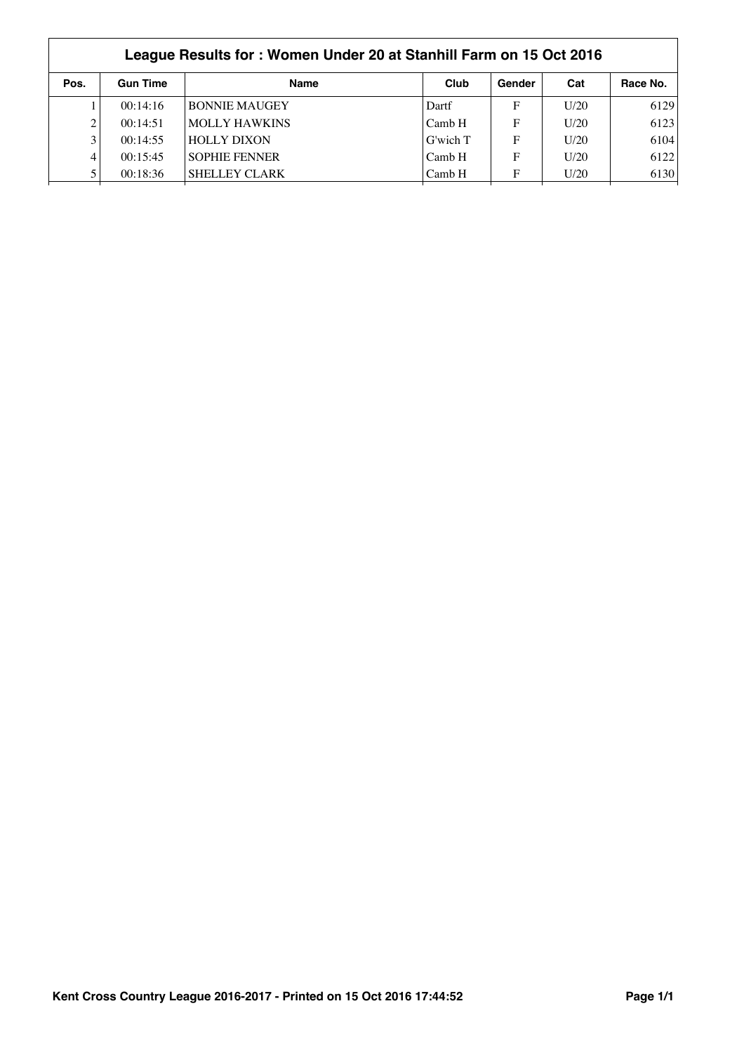## League Results for : Women Under 20 at Stanhill Farm on 15 Oct 2016

| Pos. | Gun Time | Name | Club | Gender | Cat | Race No. |
|---|---|---|---|---|---|---|
| 1 | 00:14:16 | BONNIE MAUGEY | Dartf | F | U/20 | 6129 |
| 2 | 00:14:51 | MOLLY HAWKINS | Camb H | F | U/20 | 6123 |
| 3 | 00:14:55 | HOLLY DIXON | G'wich T | F | U/20 | 6104 |
| 4 | 00:15:45 | SOPHIE FENNER | Camb H | F | U/20 | 6122 |
| 5 | 00:18:36 | SHELLEY CLARK | Camb H | F | U/20 | 6130 |

Kent Cross Country League 2016-2017 - Printed on 15 Oct 2016 17:44:52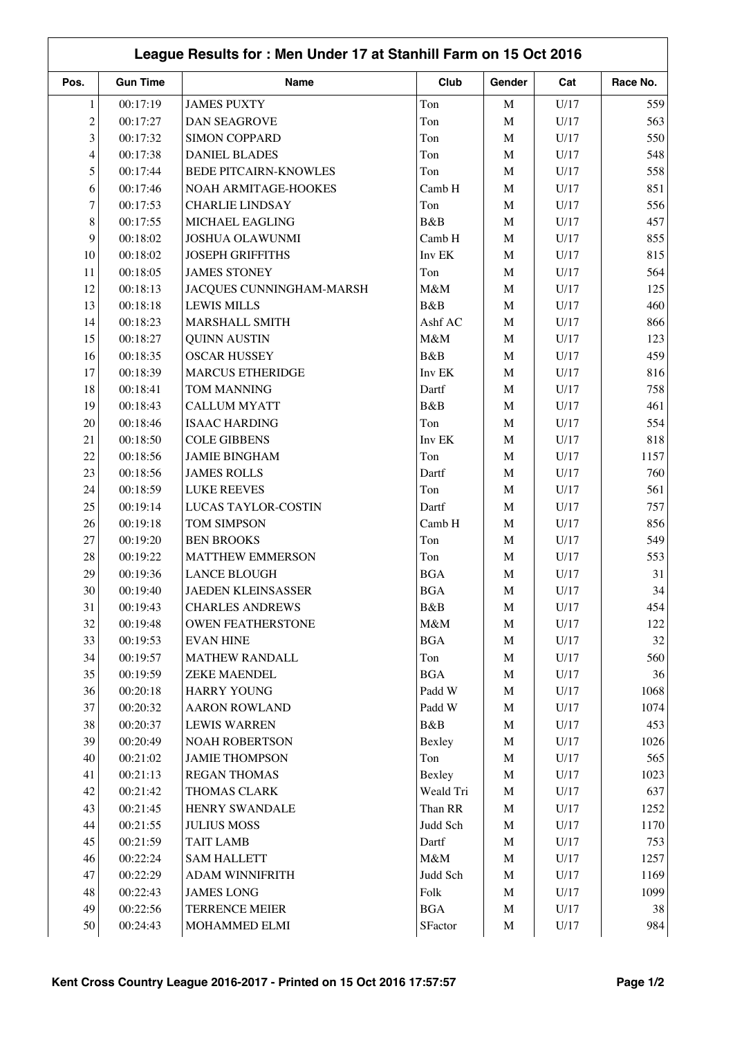# League Results for : Men Under 17 at Stanhill Farm on 15 Oct 2016

| Pos. | Gun Time | Name | Club | Gender | Cat | Race No. |
|---|---|---|---|---|---|---|
| 1 | 00:17:19 | JAMES PUXTY | Ton | M | U/17 | 559 |
| 2 | 00:17:27 | DAN SEAGROVE | Ton | M | U/17 | 563 |
| 3 | 00:17:32 | SIMON COPPARD | Ton | M | U/17 | 550 |
| 4 | 00:17:38 | DANIEL BLADES | Ton | M | U/17 | 548 |
| 5 | 00:17:44 | BEDE PITCAIRN-KNOWLES | Ton | M | U/17 | 558 |
| 6 | 00:17:46 | NOAH ARMITAGE-HOOKES | Camb H | M | U/17 | 851 |
| 7 | 00:17:53 | CHARLIE LINDSAY | Ton | M | U/17 | 556 |
| 8 | 00:17:55 | MICHAEL EAGLING | B&B | M | U/17 | 457 |
| 9 | 00:18:02 | JOSHUA OLAWUNMI | Camb H | M | U/17 | 855 |
| 10 | 00:18:02 | JOSEPH GRIFFITHS | Inv EK | M | U/17 | 815 |
| 11 | 00:18:05 | JAMES STONEY | Ton | M | U/17 | 564 |
| 12 | 00:18:13 | JACQUES CUNNINGHAM-MARSH | M&M | M | U/17 | 125 |
| 13 | 00:18:18 | LEWIS MILLS | B&B | M | U/17 | 460 |
| 14 | 00:18:23 | MARSHALL SMITH | Ashf AC | M | U/17 | 866 |
| 15 | 00:18:27 | QUINN AUSTIN | M&M | M | U/17 | 123 |
| 16 | 00:18:35 | OSCAR HUSSEY | B&B | M | U/17 | 459 |
| 17 | 00:18:39 | MARCUS ETHERIDGE | Inv EK | M | U/17 | 816 |
| 18 | 00:18:41 | TOM MANNING | Dartf | M | U/17 | 758 |
| 19 | 00:18:43 | CALLUM MYATT | B&B | M | U/17 | 461 |
| 20 | 00:18:46 | ISAAC HARDING | Ton | M | U/17 | 554 |
| 21 | 00:18:50 | COLE GIBBENS | Inv EK | M | U/17 | 818 |
| 22 | 00:18:56 | JAMIE BINGHAM | Ton | M | U/17 | 1157 |
| 23 | 00:18:56 | JAMES ROLLS | Dartf | M | U/17 | 760 |
| 24 | 00:18:59 | LUKE REEVES | Ton | M | U/17 | 561 |
| 25 | 00:19:14 | LUCAS TAYLOR-COSTIN | Dartf | M | U/17 | 757 |
| 26 | 00:19:18 | TOM SIMPSON | Camb H | M | U/17 | 856 |
| 27 | 00:19:20 | BEN BROOKS | Ton | M | U/17 | 549 |
| 28 | 00:19:22 | MATTHEW EMMERSON | Ton | M | U/17 | 553 |
| 29 | 00:19:36 | LANCE BLOUGH | BGA | M | U/17 | 31 |
| 30 | 00:19:40 | JAEDEN KLEINSASSER | BGA | M | U/17 | 34 |
| 31 | 00:19:43 | CHARLES ANDREWS | B&B | M | U/17 | 454 |
| 32 | 00:19:48 | OWEN FEATHERSTONE | M&M | M | U/17 | 122 |
| 33 | 00:19:53 | EVAN HINE | BGA | M | U/17 | 32 |
| 34 | 00:19:57 | MATHEW RANDALL | Ton | M | U/17 | 560 |
| 35 | 00:19:59 | ZEKE MAENDEL | BGA | M | U/17 | 36 |
| 36 | 00:20:18 | HARRY YOUNG | Padd W | M | U/17 | 1068 |
| 37 | 00:20:32 | AARON ROWLAND | Padd W | M | U/17 | 1074 |
| 38 | 00:20:37 | LEWIS WARREN | B&B | M | U/17 | 453 |
| 39 | 00:20:49 | NOAH ROBERTSON | Bexley | M | U/17 | 1026 |
| 40 | 00:21:02 | JAMIE THOMPSON | Ton | M | U/17 | 565 |
| 41 | 00:21:13 | REGAN THOMAS | Bexley | M | U/17 | 1023 |
| 42 | 00:21:42 | THOMAS CLARK | Weald Tri | M | U/17 | 637 |
| 43 | 00:21:45 | HENRY SWANDALE | Than RR | M | U/17 | 1252 |
| 44 | 00:21:55 | JULIUS MOSS | Judd Sch | M | U/17 | 1170 |
| 45 | 00:21:59 | TAIT LAMB | Dartf | M | U/17 | 753 |
| 46 | 00:22:24 | SAM HALLETT | M&M | M | U/17 | 1257 |
| 47 | 00:22:29 | ADAM WINNIFRITH | Judd Sch | M | U/17 | 1169 |
| 48 | 00:22:43 | JAMES LONG | Folk | M | U/17 | 1099 |
| 49 | 00:22:56 | TERRENCE MEIER | BGA | M | U/17 | 38 |
| 50 | 00:24:43 | MOHAMMED ELMI | SFactor | M | U/17 | 984 |

Kent Cross Country League 2016-2017 - Printed on 15 Oct 2016 17:57:57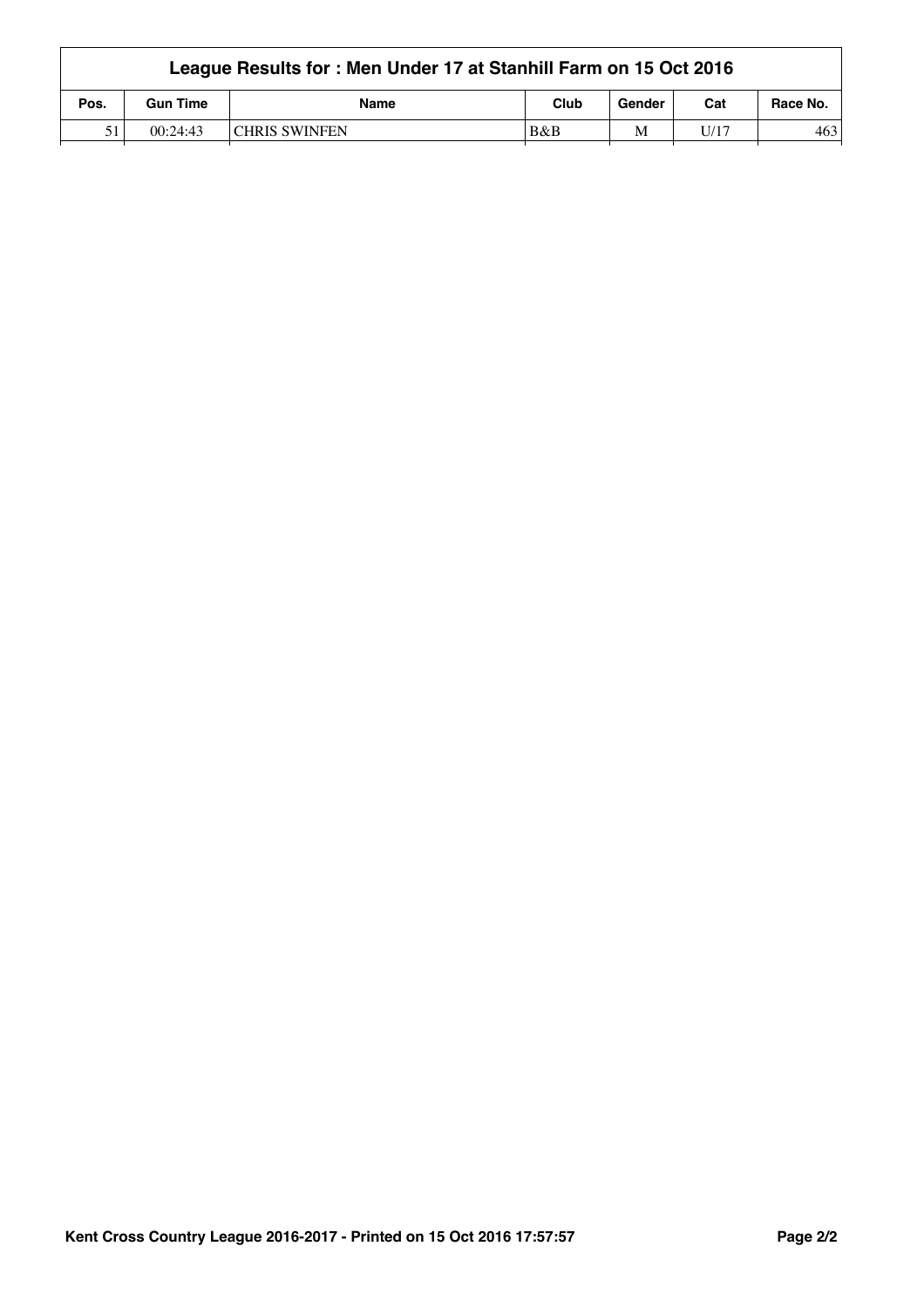| League Results for : Men Under 17 at Stanhill Farm on 15 Oct 2016 | | | | | | |
|---|---|---|---|---|---|---|
| Pos. | Gun Time | Name | Club | Gender | Cat | Race No. |
| 51 | 00:24:43 | CHRIS SWINFEN | B&B | M | U/17 | 463 |

Kent Cross Country League 2016-2017 - Printed on 15 Oct 2016 17:57:57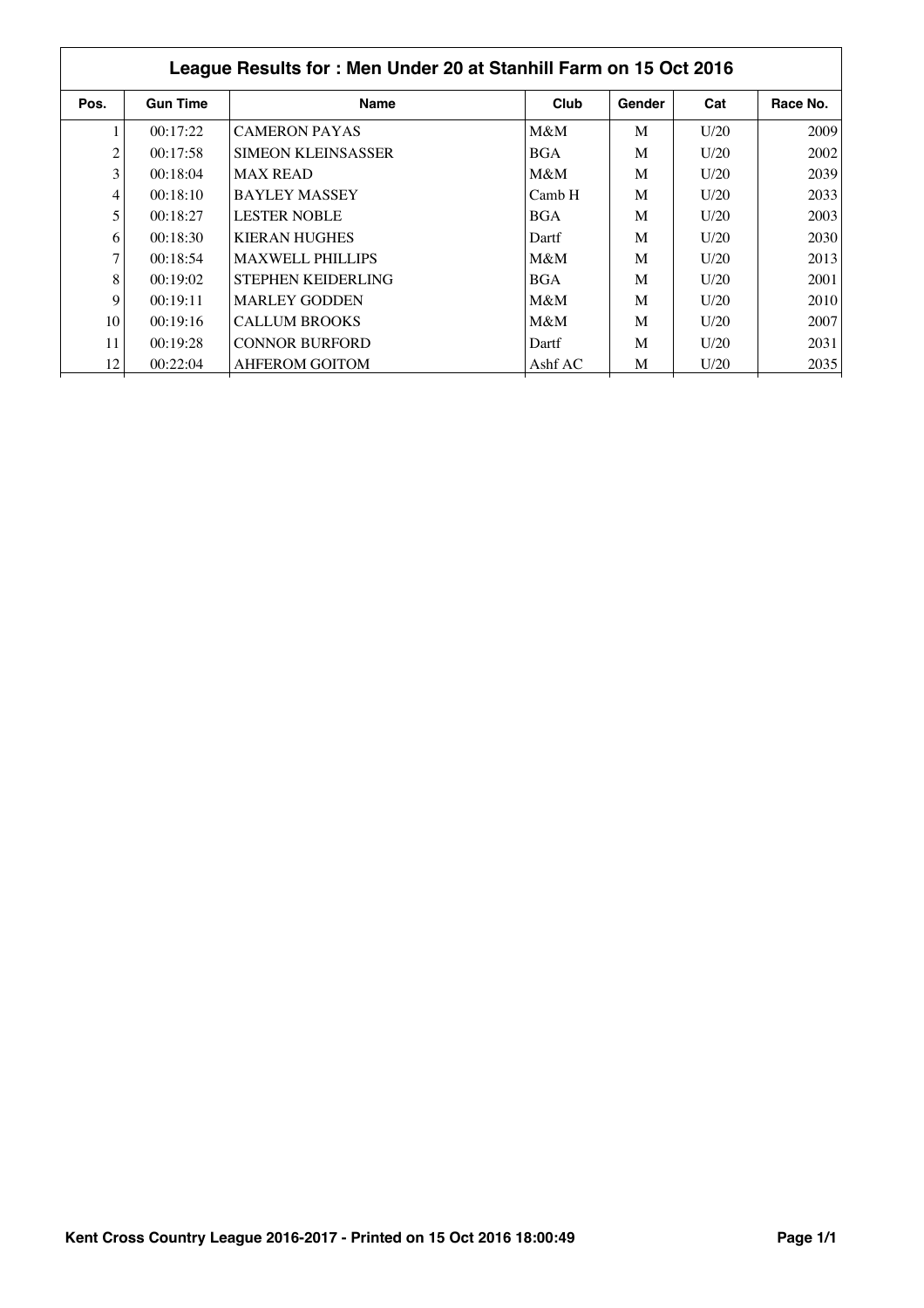## League Results for : Men Under 20 at Stanhill Farm on 15 Oct 2016

| Pos. | Gun Time | Name | Club | Gender | Cat | Race No. |
|---|---|---|---|---|---|---|
| 1 | 00:17:22 | CAMERON PAYAS | M&M | M | U/20 | 2009 |
| 2 | 00:17:58 | SIMEON KLEINSASSER | BGA | M | U/20 | 2002 |
| 3 | 00:18:04 | MAX READ | M&M | M | U/20 | 2039 |
| 4 | 00:18:10 | BAYLEY MASSEY | Camb H | M | U/20 | 2033 |
| 5 | 00:18:27 | LESTER NOBLE | BGA | M | U/20 | 2003 |
| 6 | 00:18:30 | KIERAN HUGHES | Dartf | M | U/20 | 2030 |
| 7 | 00:18:54 | MAXWELL PHILLIPS | M&M | M | U/20 | 2013 |
| 8 | 00:19:02 | STEPHEN KEIDERLING | BGA | M | U/20 | 2001 |
| 9 | 00:19:11 | MARLEY GODDEN | M&M | M | U/20 | 2010 |
| 10 | 00:19:16 | CALLUM BROOKS | M&M | M | U/20 | 2007 |
| 11 | 00:19:28 | CONNOR BURFORD | Dartf | M | U/20 | 2031 |
| 12 | 00:22:04 | AHFEROM GOITOM | Ashf AC | M | U/20 | 2035 |

Kent Cross Country League 2016-2017 - Printed on 15 Oct 2016 18:00:49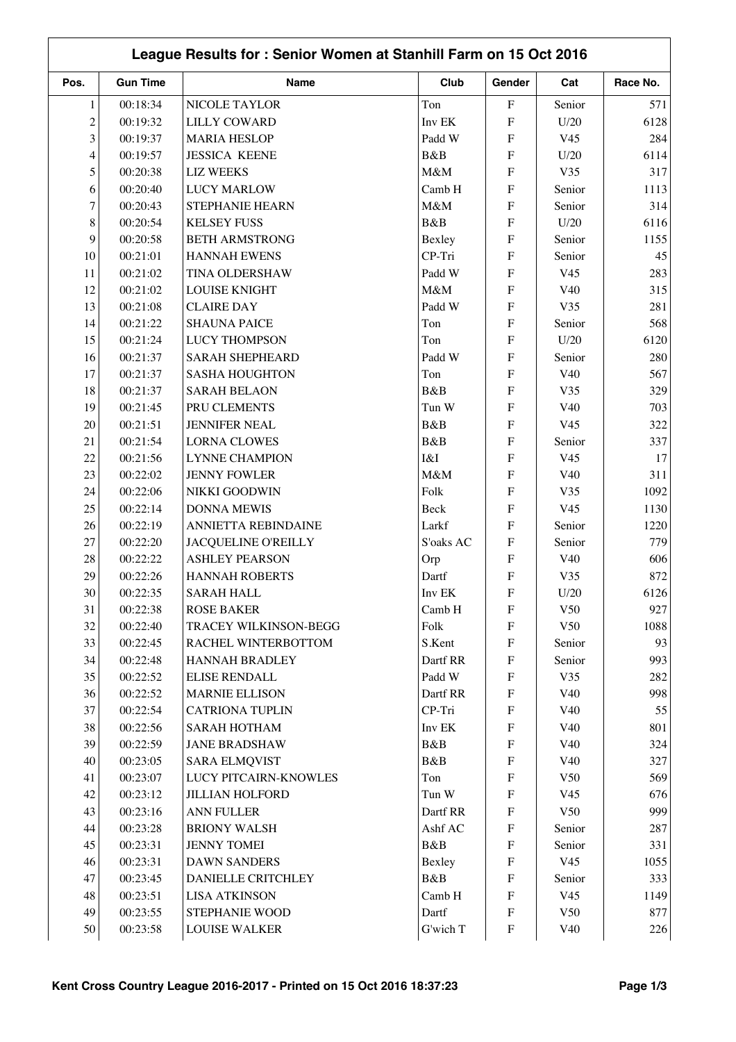## League Results for : Senior Women at Stanhill Farm on 15 Oct 2016

| Pos. | Gun Time | Name | Club | Gender | Cat | Race No. |
|---|---|---|---|---|---|---|
| 1 | 00:18:34 | NICOLE TAYLOR | Ton | F | Senior | 571 |
| 2 | 00:19:32 | LILLY COWARD | Inv EK | F | U/20 | 6128 |
| 3 | 00:19:37 | MARIA HESLOP | Padd W | F | V45 | 284 |
| 4 | 00:19:57 | JESSICA KEENE | B&B | F | U/20 | 6114 |
| 5 | 00:20:38 | LIZ WEEKS | M&M | F | V35 | 317 |
| 6 | 00:20:40 | LUCY MARLOW | Camb H | F | Senior | 1113 |
| 7 | 00:20:43 | STEPHANIE HEARN | M&M | F | Senior | 314 |
| 8 | 00:20:54 | KELSEY FUSS | B&B | F | U/20 | 6116 |
| 9 | 00:20:58 | BETH ARMSTRONG | Bexley | F | Senior | 1155 |
| 10 | 00:21:01 | HANNAH EWENS | CP-Tri | F | Senior | 45 |
| 11 | 00:21:02 | TINA OLDERSHAW | Padd W | F | V45 | 283 |
| 12 | 00:21:02 | LOUISE KNIGHT | M&M | F | V40 | 315 |
| 13 | 00:21:08 | CLAIRE DAY | Padd W | F | V35 | 281 |
| 14 | 00:21:22 | SHAUNA PAICE | Ton | F | Senior | 568 |
| 15 | 00:21:24 | LUCY THOMPSON | Ton | F | U/20 | 6120 |
| 16 | 00:21:37 | SARAH SHEPHEARD | Padd W | F | Senior | 280 |
| 17 | 00:21:37 | SASHA HOUGHTON | Ton | F | V40 | 567 |
| 18 | 00:21:37 | SARAH BELAON | B&B | F | V35 | 329 |
| 19 | 00:21:45 | PRU CLEMENTS | Tun W | F | V40 | 703 |
| 20 | 00:21:51 | JENNIFER NEAL | B&B | F | V45 | 322 |
| 21 | 00:21:54 | LORNA CLOWES | B&B | F | Senior | 337 |
| 22 | 00:21:56 | LYNNE CHAMPION | I&I | F | V45 | 17 |
| 23 | 00:22:02 | JENNY FOWLER | M&M | F | V40 | 311 |
| 24 | 00:22:06 | NIKKI GOODWIN | Folk | F | V35 | 1092 |
| 25 | 00:22:14 | DONNA MEWIS | Beck | F | V45 | 1130 |
| 26 | 00:22:19 | ANNIETTA REBINDAINE | Larkf | F | Senior | 1220 |
| 27 | 00:22:20 | JACQUELINE O'REILLY | S'oaks AC | F | Senior | 779 |
| 28 | 00:22:22 | ASHLEY PEARSON | Orp | F | V40 | 606 |
| 29 | 00:22:26 | HANNAH ROBERTS | Dartf | F | V35 | 872 |
| 30 | 00:22:35 | SARAH HALL | Inv EK | F | U/20 | 6126 |
| 31 | 00:22:38 | ROSE BAKER | Camb H | F | V50 | 927 |
| 32 | 00:22:40 | TRACEY WILKINSON-BEGG | Folk | F | V50 | 1088 |
| 33 | 00:22:45 | RACHEL WINTERBOTTOM | S.Kent | F | Senior | 93 |
| 34 | 00:22:48 | HANNAH BRADLEY | Dartf RR | F | Senior | 993 |
| 35 | 00:22:52 | ELISE RENDALL | Padd W | F | V35 | 282 |
| 36 | 00:22:52 | MARNIE ELLISON | Dartf RR | F | V40 | 998 |
| 37 | 00:22:54 | CATRIONA TUPLIN | CP-Tri | F | V40 | 55 |
| 38 | 00:22:56 | SARAH HOTHAM | Inv EK | F | V40 | 801 |
| 39 | 00:22:59 | JANE BRADSHAW | B&B | F | V40 | 324 |
| 40 | 00:23:05 | SARA ELMQVIST | B&B | F | V40 | 327 |
| 41 | 00:23:07 | LUCY PITCAIRN-KNOWLES | Ton | F | V50 | 569 |
| 42 | 00:23:12 | JILLIAN HOLFORD | Tun W | F | V45 | 676 |
| 43 | 00:23:16 | ANN FULLER | Dartf RR | F | V50 | 999 |
| 44 | 00:23:28 | BRIONY WALSH | Ashf AC | F | Senior | 287 |
| 45 | 00:23:31 | JENNY TOMEI | B&B | F | Senior | 331 |
| 46 | 00:23:31 | DAWN SANDERS | Bexley | F | V45 | 1055 |
| 47 | 00:23:45 | DANIELLE CRITCHLEY | B&B | F | Senior | 333 |
| 48 | 00:23:51 | LISA ATKINSON | Camb H | F | V45 | 1149 |
| 49 | 00:23:55 | STEPHANIE WOOD | Dartf | F | V50 | 877 |
| 50 | 00:23:58 | LOUISE WALKER | G'wich T | F | V40 | 226 |

Kent Cross Country League 2016-2017 - Printed on 15 Oct 2016 18:37:23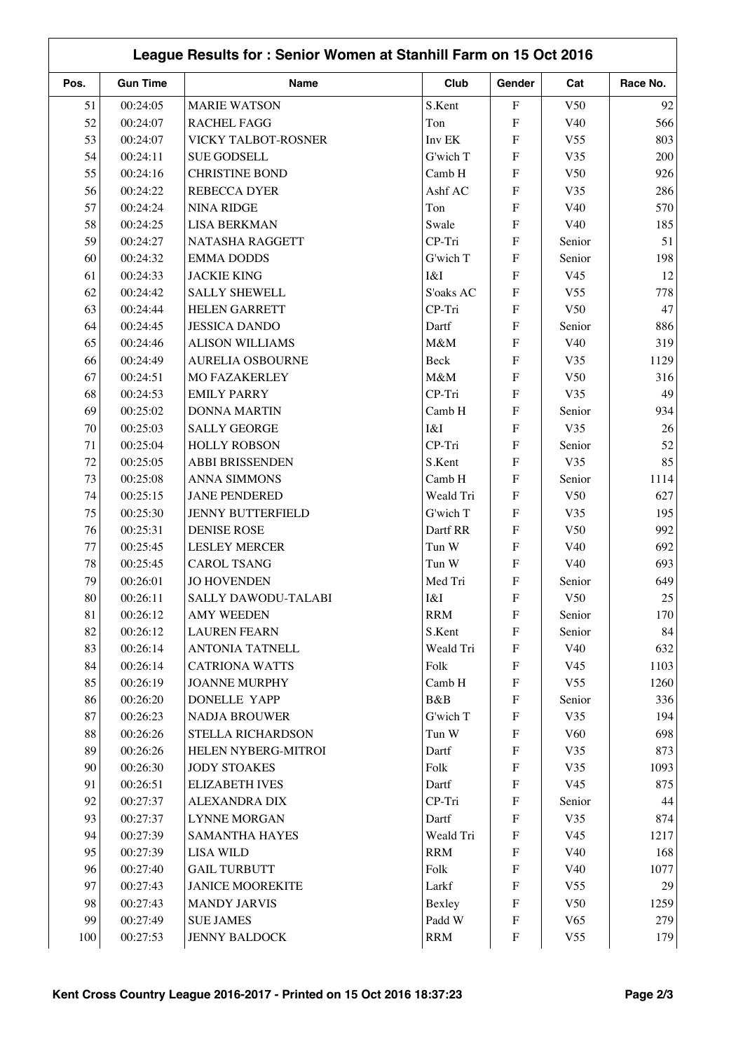## League Results for : Senior Women at Stanhill Farm on 15 Oct 2016

| Pos. | Gun Time | Name | Club | Gender | Cat | Race No. |
|---|---|---|---|---|---|---|
| 51 | 00:24:05 | MARIE WATSON | S.Kent | F | V50 | 92 |
| 52 | 00:24:07 | RACHEL FAGG | Ton | F | V40 | 566 |
| 53 | 00:24:07 | VICKY TALBOT-ROSNER | Inv EK | F | V55 | 803 |
| 54 | 00:24:11 | SUE GODSELL | G'wich T | F | V35 | 200 |
| 55 | 00:24:16 | CHRISTINE BOND | Camb H | F | V50 | 926 |
| 56 | 00:24:22 | REBECCA DYER | Ashf AC | F | V35 | 286 |
| 57 | 00:24:24 | NINA RIDGE | Ton | F | V40 | 570 |
| 58 | 00:24:25 | LISA BERKMAN | Swale | F | V40 | 185 |
| 59 | 00:24:27 | NATASHA RAGGETT | CP-Tri | F | Senior | 51 |
| 60 | 00:24:32 | EMMA DODDS | G'wich T | F | Senior | 198 |
| 61 | 00:24:33 | JACKIE KING | I&I | F | V45 | 12 |
| 62 | 00:24:42 | SALLY SHEWELL | S'oaks AC | F | V55 | 778 |
| 63 | 00:24:44 | HELEN GARRETT | CP-Tri | F | V50 | 47 |
| 64 | 00:24:45 | JESSICA DANDO | Dartf | F | Senior | 886 |
| 65 | 00:24:46 | ALISON WILLIAMS | M&M | F | V40 | 319 |
| 66 | 00:24:49 | AURELIA OSBOURNE | Beck | F | V35 | 1129 |
| 67 | 00:24:51 | MO FAZAKERLEY | M&M | F | V50 | 316 |
| 68 | 00:24:53 | EMILY PARRY | CP-Tri | F | V35 | 49 |
| 69 | 00:25:02 | DONNA MARTIN | Camb H | F | Senior | 934 |
| 70 | 00:25:03 | SALLY GEORGE | I&I | F | V35 | 26 |
| 71 | 00:25:04 | HOLLY ROBSON | CP-Tri | F | Senior | 52 |
| 72 | 00:25:05 | ABBI BRISSENDEN | S.Kent | F | V35 | 85 |
| 73 | 00:25:08 | ANNA SIMMONS | Camb H | F | Senior | 1114 |
| 74 | 00:25:15 | JANE PENDERED | Weald Tri | F | V50 | 627 |
| 75 | 00:25:30 | JENNY BUTTERFIELD | G'wich T | F | V35 | 195 |
| 76 | 00:25:31 | DENISE ROSE | Dartf RR | F | V50 | 992 |
| 77 | 00:25:45 | LESLEY MERCER | Tun W | F | V40 | 692 |
| 78 | 00:25:45 | CAROL TSANG | Tun W | F | V40 | 693 |
| 79 | 00:26:01 | JO HOVENDEN | Med Tri | F | Senior | 649 |
| 80 | 00:26:11 | SALLY DAWODU-TALABI | I&I | F | V50 | 25 |
| 81 | 00:26:12 | AMY WEEDEN | RRM | F | Senior | 170 |
| 82 | 00:26:12 | LAUREN FEARN | S.Kent | F | Senior | 84 |
| 83 | 00:26:14 | ANTONIA TATNELL | Weald Tri | F | V40 | 632 |
| 84 | 00:26:14 | CATRIONA WATTS | Folk | F | V45 | 1103 |
| 85 | 00:26:19 | JOANNE MURPHY | Camb H | F | V55 | 1260 |
| 86 | 00:26:20 | DONELLE YAPP | B&B | F | Senior | 336 |
| 87 | 00:26:23 | NADJA BROUWER | G'wich T | F | V35 | 194 |
| 88 | 00:26:26 | STELLA RICHARDSON | Tun W | F | V60 | 698 |
| 89 | 00:26:26 | HELEN NYBERG-MITROI | Dartf | F | V35 | 873 |
| 90 | 00:26:30 | JODY STOAKES | Folk | F | V35 | 1093 |
| 91 | 00:26:51 | ELIZABETH IVES | Dartf | F | V45 | 875 |
| 92 | 00:27:37 | ALEXANDRA DIX | CP-Tri | F | Senior | 44 |
| 93 | 00:27:37 | LYNNE MORGAN | Dartf | F | V35 | 874 |
| 94 | 00:27:39 | SAMANTHA HAYES | Weald Tri | F | V45 | 1217 |
| 95 | 00:27:39 | LISA WILD | RRM | F | V40 | 168 |
| 96 | 00:27:40 | GAIL TURBUTT | Folk | F | V40 | 1077 |
| 97 | 00:27:43 | JANICE MOOREKITE | Larkf | F | V55 | 29 |
| 98 | 00:27:43 | MANDY JARVIS | Bexley | F | V50 | 1259 |
| 99 | 00:27:49 | SUE JAMES | Padd W | F | V65 | 279 |
| 100 | 00:27:53 | JENNY BALDOCK | RRM | F | V55 | 179 |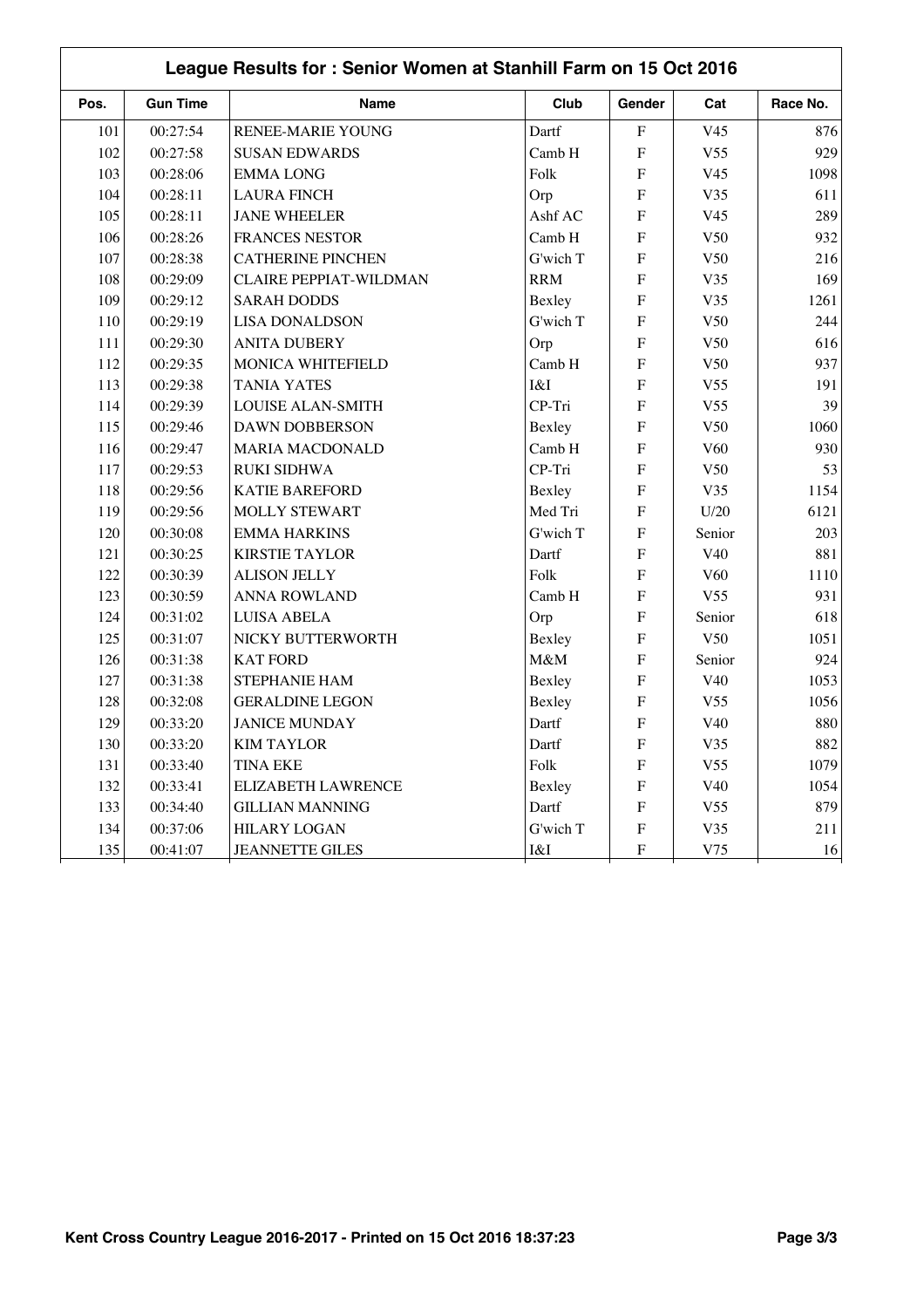## League Results for : Senior Women at Stanhill Farm on 15 Oct 2016

| Pos. | Gun Time | Name | Club | Gender | Cat | Race No. |
|---|---|---|---|---|---|---|
| 101 | 00:27:54 | RENEE-MARIE YOUNG | Dartf | F | V45 | 876 |
| 102 | 00:27:58 | SUSAN EDWARDS | Camb H | F | V55 | 929 |
| 103 | 00:28:06 | EMMA LONG | Folk | F | V45 | 1098 |
| 104 | 00:28:11 | LAURA FINCH | Orp | F | V35 | 611 |
| 105 | 00:28:11 | JANE WHEELER | Ashf AC | F | V45 | 289 |
| 106 | 00:28:26 | FRANCES NESTOR | Camb H | F | V50 | 932 |
| 107 | 00:28:38 | CATHERINE PINCHEN | G'wich T | F | V50 | 216 |
| 108 | 00:29:09 | CLAIRE PEPPIAT-WILDMAN | RRM | F | V35 | 169 |
| 109 | 00:29:12 | SARAH DODDS | Bexley | F | V35 | 1261 |
| 110 | 00:29:19 | LISA DONALDSON | G'wich T | F | V50 | 244 |
| 111 | 00:29:30 | ANITA DUBERY | Orp | F | V50 | 616 |
| 112 | 00:29:35 | MONICA WHITEFIELD | Camb H | F | V50 | 937 |
| 113 | 00:29:38 | TANIA YATES | I&I | F | V55 | 191 |
| 114 | 00:29:39 | LOUISE ALAN-SMITH | CP-Tri | F | V55 | 39 |
| 115 | 00:29:46 | DAWN DOBBERSON | Bexley | F | V50 | 1060 |
| 116 | 00:29:47 | MARIA MACDONALD | Camb H | F | V60 | 930 |
| 117 | 00:29:53 | RUKI SIDHWA | CP-Tri | F | V50 | 53 |
| 118 | 00:29:56 | KATIE BAREFORD | Bexley | F | V35 | 1154 |
| 119 | 00:29:56 | MOLLY STEWART | Med Tri | F | U/20 | 6121 |
| 120 | 00:30:08 | EMMA HARKINS | G'wich T | F | Senior | 203 |
| 121 | 00:30:25 | KIRSTIE TAYLOR | Dartf | F | V40 | 881 |
| 122 | 00:30:39 | ALISON JELLY | Folk | F | V60 | 1110 |
| 123 | 00:30:59 | ANNA ROWLAND | Camb H | F | V55 | 931 |
| 124 | 00:31:02 | LUISA ABELA | Orp | F | Senior | 618 |
| 125 | 00:31:07 | NICKY BUTTERWORTH | Bexley | F | V50 | 1051 |
| 126 | 00:31:38 | KAT FORD | M&M | F | Senior | 924 |
| 127 | 00:31:38 | STEPHANIE HAM | Bexley | F | V40 | 1053 |
| 128 | 00:32:08 | GERALDINE LEGON | Bexley | F | V55 | 1056 |
| 129 | 00:33:20 | JANICE MUNDAY | Dartf | F | V40 | 880 |
| 130 | 00:33:20 | KIM TAYLOR | Dartf | F | V35 | 882 |
| 131 | 00:33:40 | TINA EKE | Folk | F | V55 | 1079 |
| 132 | 00:33:41 | ELIZABETH LAWRENCE | Bexley | F | V40 | 1054 |
| 133 | 00:34:40 | GILLIAN MANNING | Dartf | F | V55 | 879 |
| 134 | 00:37:06 | HILARY LOGAN | G'wich T | F | V35 | 211 |
| 135 | 00:41:07 | JEANNETTE GILES | I&I | F | V75 | 16 |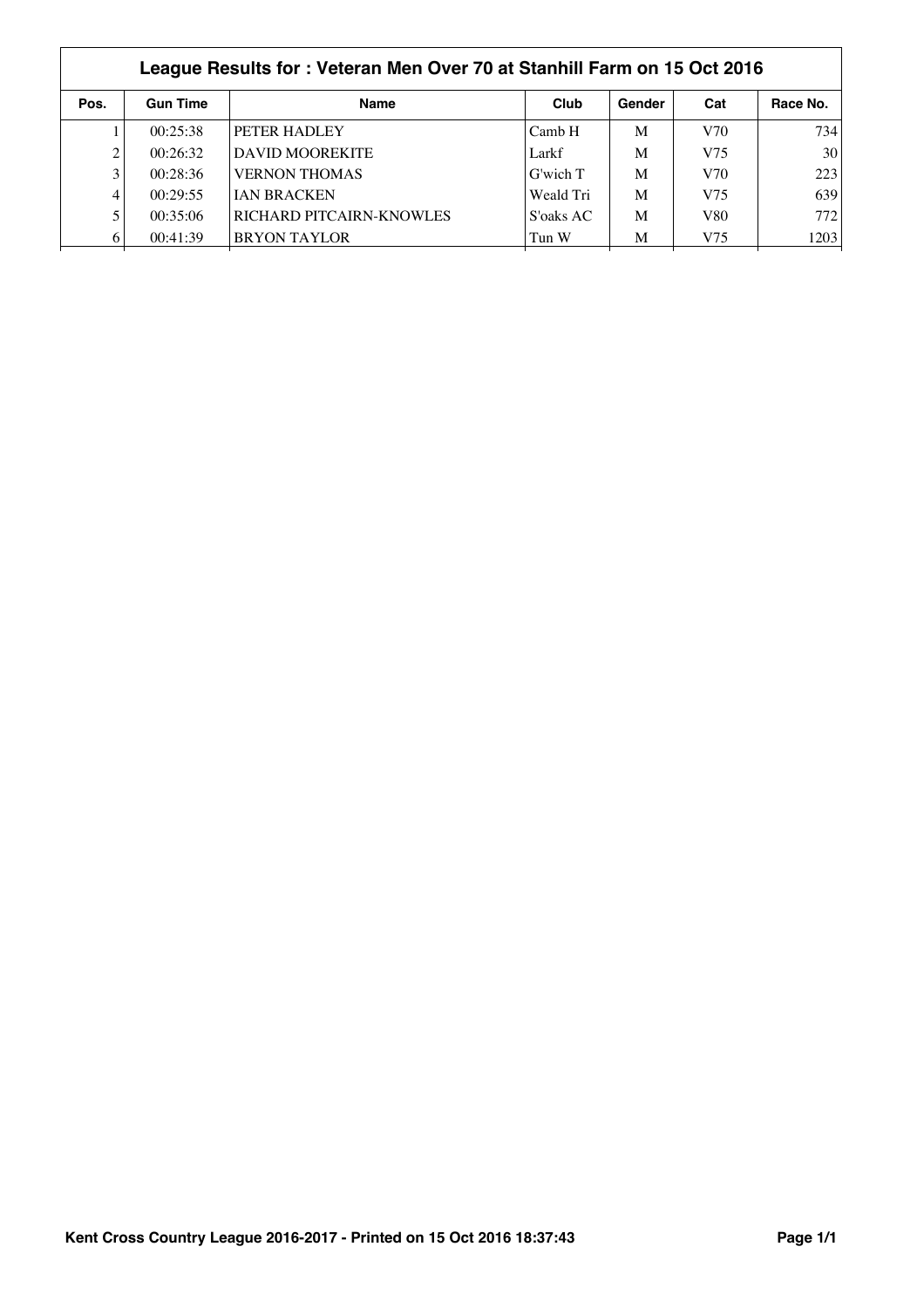## League Results for : Veteran Men Over 70 at Stanhill Farm on 15 Oct 2016

| Pos. | Gun Time | Name | Club | Gender | Cat | Race No. |
|---|---|---|---|---|---|---|
| 1 | 00:25:38 | PETER HADLEY | Camb H | M | V70 | 734 |
| 2 | 00:26:32 | DAVID MOOREKITE | Larkf | M | V75 | 30 |
| 3 | 00:28:36 | VERNON THOMAS | G'wich T | M | V70 | 223 |
| 4 | 00:29:55 | IAN BRACKEN | Weald Tri | M | V75 | 639 |
| 5 | 00:35:06 | RICHARD PITCAIRN-KNOWLES | S'oaks AC | M | V80 | 772 |
| 6 | 00:41:39 | BRYON TAYLOR | Tun W | M | V75 | 1203 |

Kent Cross Country League 2016-2017 - Printed on 15 Oct 2016 18:37:43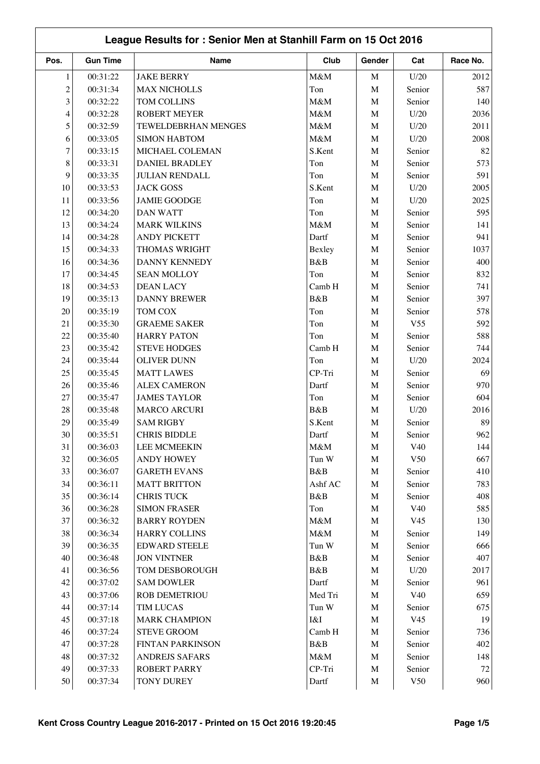## League Results for : Senior Men at Stanhill Farm on 15 Oct 2016

| Pos. | Gun Time | Name | Club | Gender | Cat | Race No. |
|---|---|---|---|---|---|---|
| 1 | 00:31:22 | JAKE BERRY | M&M | M | U/20 | 2012 |
| 2 | 00:31:34 | MAX NICHOLLS | Ton | M | Senior | 587 |
| 3 | 00:32:22 | TOM COLLINS | M&M | M | Senior | 140 |
| 4 | 00:32:28 | ROBERT MEYER | M&M | M | U/20 | 2036 |
| 5 | 00:32:59 | TEWELDEBRHAN MENGES | M&M | M | U/20 | 2011 |
| 6 | 00:33:05 | SIMON HABTOM | M&M | M | U/20 | 2008 |
| 7 | 00:33:15 | MICHAEL COLEMAN | S.Kent | M | Senior | 82 |
| 8 | 00:33:31 | DANIEL BRADLEY | Ton | M | Senior | 573 |
| 9 | 00:33:35 | JULIAN RENDALL | Ton | M | Senior | 591 |
| 10 | 00:33:53 | JACK GOSS | S.Kent | M | U/20 | 2005 |
| 11 | 00:33:56 | JAMIE GOODGE | Ton | M | U/20 | 2025 |
| 12 | 00:34:20 | DAN WATT | Ton | M | Senior | 595 |
| 13 | 00:34:24 | MARK WILKINS | M&M | M | Senior | 141 |
| 14 | 00:34:28 | ANDY PICKETT | Dartf | M | Senior | 941 |
| 15 | 00:34:33 | THOMAS WRIGHT | Bexley | M | Senior | 1037 |
| 16 | 00:34:36 | DANNY KENNEDY | B&B | M | Senior | 400 |
| 17 | 00:34:45 | SEAN MOLLOY | Ton | M | Senior | 832 |
| 18 | 00:34:53 | DEAN LACY | Camb H | M | Senior | 741 |
| 19 | 00:35:13 | DANNY BREWER | B&B | M | Senior | 397 |
| 20 | 00:35:19 | TOM COX | Ton | M | Senior | 578 |
| 21 | 00:35:30 | GRAEME SAKER | Ton | M | V55 | 592 |
| 22 | 00:35:40 | HARRY PATON | Ton | M | Senior | 588 |
| 23 | 00:35:42 | STEVE HODGES | Camb H | M | Senior | 744 |
| 24 | 00:35:44 | OLIVER DUNN | Ton | M | U/20 | 2024 |
| 25 | 00:35:45 | MATT LAWES | CP-Tri | M | Senior | 69 |
| 26 | 00:35:46 | ALEX CAMERON | Dartf | M | Senior | 970 |
| 27 | 00:35:47 | JAMES TAYLOR | Ton | M | Senior | 604 |
| 28 | 00:35:48 | MARCO ARCURI | B&B | M | U/20 | 2016 |
| 29 | 00:35:49 | SAM RIGBY | S.Kent | M | Senior | 89 |
| 30 | 00:35:51 | CHRIS BIDDLE | Dartf | M | Senior | 962 |
| 31 | 00:36:03 | LEE MCMEEKIN | M&M | M | V40 | 144 |
| 32 | 00:36:05 | ANDY HOWEY | Tun W | M | V50 | 667 |
| 33 | 00:36:07 | GARETH EVANS | B&B | M | Senior | 410 |
| 34 | 00:36:11 | MATT BRITTON | Ashf AC | M | Senior | 783 |
| 35 | 00:36:14 | CHRIS TUCK | B&B | M | Senior | 408 |
| 36 | 00:36:28 | SIMON FRASER | Ton | M | V40 | 585 |
| 37 | 00:36:32 | BARRY ROYDEN | M&M | M | V45 | 130 |
| 38 | 00:36:34 | HARRY COLLINS | M&M | M | Senior | 149 |
| 39 | 00:36:35 | EDWARD STEELE | Tun W | M | Senior | 666 |
| 40 | 00:36:48 | JON VINTNER | B&B | M | Senior | 407 |
| 41 | 00:36:56 | TOM DESBOROUGH | B&B | M | U/20 | 2017 |
| 42 | 00:37:02 | SAM DOWLER | Dartf | M | Senior | 961 |
| 43 | 00:37:06 | ROB DEMETRIOU | Med Tri | M | V40 | 659 |
| 44 | 00:37:14 | TIM LUCAS | Tun W | M | Senior | 675 |
| 45 | 00:37:18 | MARK CHAMPION | I&I | M | V45 | 19 |
| 46 | 00:37:24 | STEVE GROOM | Camb H | M | Senior | 736 |
| 47 | 00:37:28 | FINTAN PARKINSON | B&B | M | Senior | 402 |
| 48 | 00:37:32 | ANDREJS SAFARS | M&M | M | Senior | 148 |
| 49 | 00:37:33 | ROBERT PARRY | CP-Tri | M | Senior | 72 |
| 50 | 00:37:34 | TONY DUREY | Dartf | M | V50 | 960 |

Kent Cross Country League 2016-2017 - Printed on 15 Oct 2016 19:20:45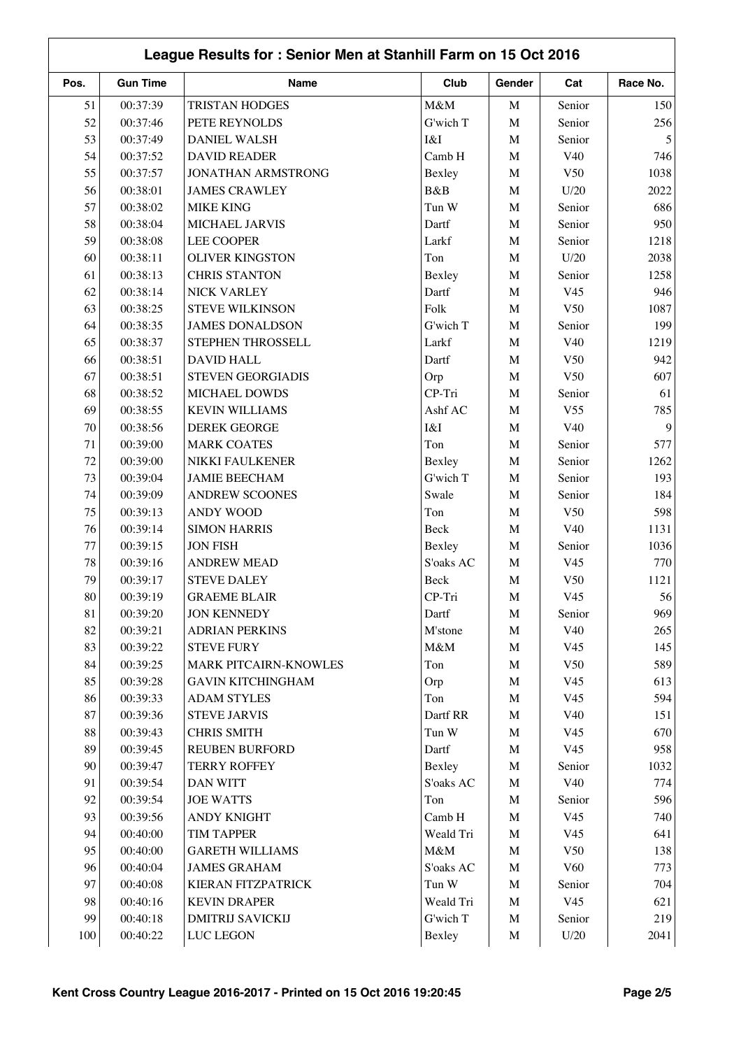## League Results for : Senior Men at Stanhill Farm on 15 Oct 2016

| Pos. | Gun Time | Name | Club | Gender | Cat | Race No. |
|---|---|---|---|---|---|---|
| 51 | 00:37:39 | TRISTAN HODGES | M&M | M | Senior | 150 |
| 52 | 00:37:46 | PETE REYNOLDS | G'wich T | M | Senior | 256 |
| 53 | 00:37:49 | DANIEL WALSH | I&I | M | Senior | 5 |
| 54 | 00:37:52 | DAVID READER | Camb H | M | V40 | 746 |
| 55 | 00:37:57 | JONATHAN ARMSTRONG | Bexley | M | V50 | 1038 |
| 56 | 00:38:01 | JAMES CRAWLEY | B&B | M | U/20 | 2022 |
| 57 | 00:38:02 | MIKE KING | Tun W | M | Senior | 686 |
| 58 | 00:38:04 | MICHAEL JARVIS | Dartf | M | Senior | 950 |
| 59 | 00:38:08 | LEE COOPER | Larkf | M | Senior | 1218 |
| 60 | 00:38:11 | OLIVER KINGSTON | Ton | M | U/20 | 2038 |
| 61 | 00:38:13 | CHRIS STANTON | Bexley | M | Senior | 1258 |
| 62 | 00:38:14 | NICK VARLEY | Dartf | M | V45 | 946 |
| 63 | 00:38:25 | STEVE WILKINSON | Folk | M | V50 | 1087 |
| 64 | 00:38:35 | JAMES DONALDSON | G'wich T | M | Senior | 199 |
| 65 | 00:38:37 | STEPHEN THROSSELL | Larkf | M | V40 | 1219 |
| 66 | 00:38:51 | DAVID HALL | Dartf | M | V50 | 942 |
| 67 | 00:38:51 | STEVEN GEORGIADIS | Orp | M | V50 | 607 |
| 68 | 00:38:52 | MICHAEL DOWDS | CP-Tri | M | Senior | 61 |
| 69 | 00:38:55 | KEVIN WILLIAMS | Ashf AC | M | V55 | 785 |
| 70 | 00:38:56 | DEREK GEORGE | I&I | M | V40 | 9 |
| 71 | 00:39:00 | MARK COATES | Ton | M | Senior | 577 |
| 72 | 00:39:00 | NIKKI FAULKENER | Bexley | M | Senior | 1262 |
| 73 | 00:39:04 | JAMIE BEECHAM | G'wich T | M | Senior | 193 |
| 74 | 00:39:09 | ANDREW SCOONES | Swale | M | Senior | 184 |
| 75 | 00:39:13 | ANDY WOOD | Ton | M | V50 | 598 |
| 76 | 00:39:14 | SIMON HARRIS | Beck | M | V40 | 1131 |
| 77 | 00:39:15 | JON FISH | Bexley | M | Senior | 1036 |
| 78 | 00:39:16 | ANDREW MEAD | S'oaks AC | M | V45 | 770 |
| 79 | 00:39:17 | STEVE DALEY | Beck | M | V50 | 1121 |
| 80 | 00:39:19 | GRAEME BLAIR | CP-Tri | M | V45 | 56 |
| 81 | 00:39:20 | JON KENNEDY | Dartf | M | Senior | 969 |
| 82 | 00:39:21 | ADRIAN PERKINS | M'stone | M | V40 | 265 |
| 83 | 00:39:22 | STEVE FURY | M&M | M | V45 | 145 |
| 84 | 00:39:25 | MARK PITCAIRN-KNOWLES | Ton | M | V50 | 589 |
| 85 | 00:39:28 | GAVIN KITCHINGHAM | Orp | M | V45 | 613 |
| 86 | 00:39:33 | ADAM STYLES | Ton | M | V45 | 594 |
| 87 | 00:39:36 | STEVE JARVIS | Dartf RR | M | V40 | 151 |
| 88 | 00:39:43 | CHRIS SMITH | Tun W | M | V45 | 670 |
| 89 | 00:39:45 | REUBEN BURFORD | Dartf | M | V45 | 958 |
| 90 | 00:39:47 | TERRY ROFFEY | Bexley | M | Senior | 1032 |
| 91 | 00:39:54 | DAN WITT | S'oaks AC | M | V40 | 774 |
| 92 | 00:39:54 | JOE WATTS | Ton | M | Senior | 596 |
| 93 | 00:39:56 | ANDY KNIGHT | Camb H | M | V45 | 740 |
| 94 | 00:40:00 | TIM TAPPER | Weald Tri | M | V45 | 641 |
| 95 | 00:40:00 | GARETH WILLIAMS | M&M | M | V50 | 138 |
| 96 | 00:40:04 | JAMES GRAHAM | S'oaks AC | M | V60 | 773 |
| 97 | 00:40:08 | KIERAN FITZPATRICK | Tun W | M | Senior | 704 |
| 98 | 00:40:16 | KEVIN DRAPER | Weald Tri | M | V45 | 621 |
| 99 | 00:40:18 | DMITRIJ SAVICKIJ | G'wich T | M | Senior | 219 |
| 100 | 00:40:22 | LUC LEGON | Bexley | M | U/20 | 2041 |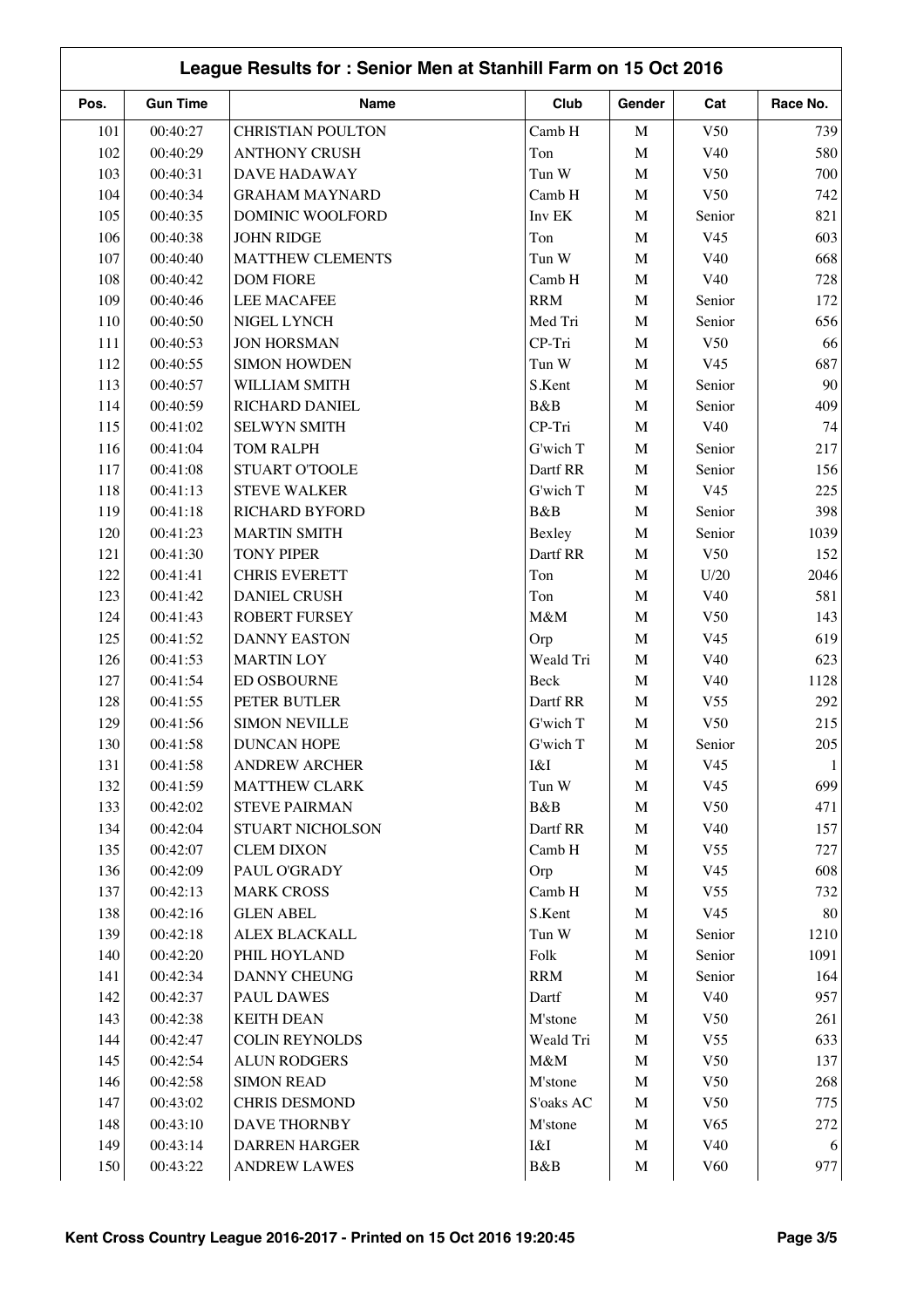## League Results for : Senior Men at Stanhill Farm on 15 Oct 2016

| Pos. | Gun Time | Name | Club | Gender | Cat | Race No. |
|---|---|---|---|---|---|---|
| 101 | 00:40:27 | CHRISTIAN POULTON | Camb H | M | V50 | 739 |
| 102 | 00:40:29 | ANTHONY CRUSH | Ton | M | V40 | 580 |
| 103 | 00:40:31 | DAVE HADAWAY | Tun W | M | V50 | 700 |
| 104 | 00:40:34 | GRAHAM MAYNARD | Camb H | M | V50 | 742 |
| 105 | 00:40:35 | DOMINIC WOOLFORD | Inv EK | M | Senior | 821 |
| 106 | 00:40:38 | JOHN RIDGE | Ton | M | V45 | 603 |
| 107 | 00:40:40 | MATTHEW CLEMENTS | Tun W | M | V40 | 668 |
| 108 | 00:40:42 | DOM FIORE | Camb H | M | V40 | 728 |
| 109 | 00:40:46 | LEE MACAFEE | RRM | M | Senior | 172 |
| 110 | 00:40:50 | NIGEL LYNCH | Med Tri | M | Senior | 656 |
| 111 | 00:40:53 | JON HORSMAN | CP-Tri | M | V50 | 66 |
| 112 | 00:40:55 | SIMON HOWDEN | Tun W | M | V45 | 687 |
| 113 | 00:40:57 | WILLIAM SMITH | S.Kent | M | Senior | 90 |
| 114 | 00:40:59 | RICHARD DANIEL | B&B | M | Senior | 409 |
| 115 | 00:41:02 | SELWYN SMITH | CP-Tri | M | V40 | 74 |
| 116 | 00:41:04 | TOM RALPH | G'wich T | M | Senior | 217 |
| 117 | 00:41:08 | STUART O'TOOLE | Dartf RR | M | Senior | 156 |
| 118 | 00:41:13 | STEVE WALKER | G'wich T | M | V45 | 225 |
| 119 | 00:41:18 | RICHARD BYFORD | B&B | M | Senior | 398 |
| 120 | 00:41:23 | MARTIN SMITH | Bexley | M | Senior | 1039 |
| 121 | 00:41:30 | TONY PIPER | Dartf RR | M | V50 | 152 |
| 122 | 00:41:41 | CHRIS EVERETT | Ton | M | U/20 | 2046 |
| 123 | 00:41:42 | DANIEL CRUSH | Ton | M | V40 | 581 |
| 124 | 00:41:43 | ROBERT FURSEY | M&M | M | V50 | 143 |
| 125 | 00:41:52 | DANNY EASTON | Orp | M | V45 | 619 |
| 126 | 00:41:53 | MARTIN LOY | Weald Tri | M | V40 | 623 |
| 127 | 00:41:54 | ED OSBOURNE | Beck | M | V40 | 1128 |
| 128 | 00:41:55 | PETER BUTLER | Dartf RR | M | V55 | 292 |
| 129 | 00:41:56 | SIMON NEVILLE | G'wich T | M | V50 | 215 |
| 130 | 00:41:58 | DUNCAN HOPE | G'wich T | M | Senior | 205 |
| 131 | 00:41:58 | ANDREW ARCHER | I&I | M | V45 | 1 |
| 132 | 00:41:59 | MATTHEW CLARK | Tun W | M | V45 | 699 |
| 133 | 00:42:02 | STEVE PAIRMAN | B&B | M | V50 | 471 |
| 134 | 00:42:04 | STUART NICHOLSON | Dartf RR | M | V40 | 157 |
| 135 | 00:42:07 | CLEM DIXON | Camb H | M | V55 | 727 |
| 136 | 00:42:09 | PAUL O'GRADY | Orp | M | V45 | 608 |
| 137 | 00:42:13 | MARK CROSS | Camb H | M | V55 | 732 |
| 138 | 00:42:16 | GLEN ABEL | S.Kent | M | V45 | 80 |
| 139 | 00:42:18 | ALEX BLACKALL | Tun W | M | Senior | 1210 |
| 140 | 00:42:20 | PHIL HOYLAND | Folk | M | Senior | 1091 |
| 141 | 00:42:34 | DANNY CHEUNG | RRM | M | Senior | 164 |
| 142 | 00:42:37 | PAUL DAWES | Dartf | M | V40 | 957 |
| 143 | 00:42:38 | KEITH DEAN | M'stone | M | V50 | 261 |
| 144 | 00:42:47 | COLIN REYNOLDS | Weald Tri | M | V55 | 633 |
| 145 | 00:42:54 | ALUN RODGERS | M&M | M | V50 | 137 |
| 146 | 00:42:58 | SIMON READ | M'stone | M | V50 | 268 |
| 147 | 00:43:02 | CHRIS DESMOND | S'oaks AC | M | V50 | 775 |
| 148 | 00:43:10 | DAVE THORNBY | M'stone | M | V65 | 272 |
| 149 | 00:43:14 | DARREN HARGER | I&I | M | V40 | 6 |
| 150 | 00:43:22 | ANDREW LAWES | B&B | M | V60 | 977 |

Kent Cross Country League 2016-2017 - Printed on 15 Oct 2016 19:20:45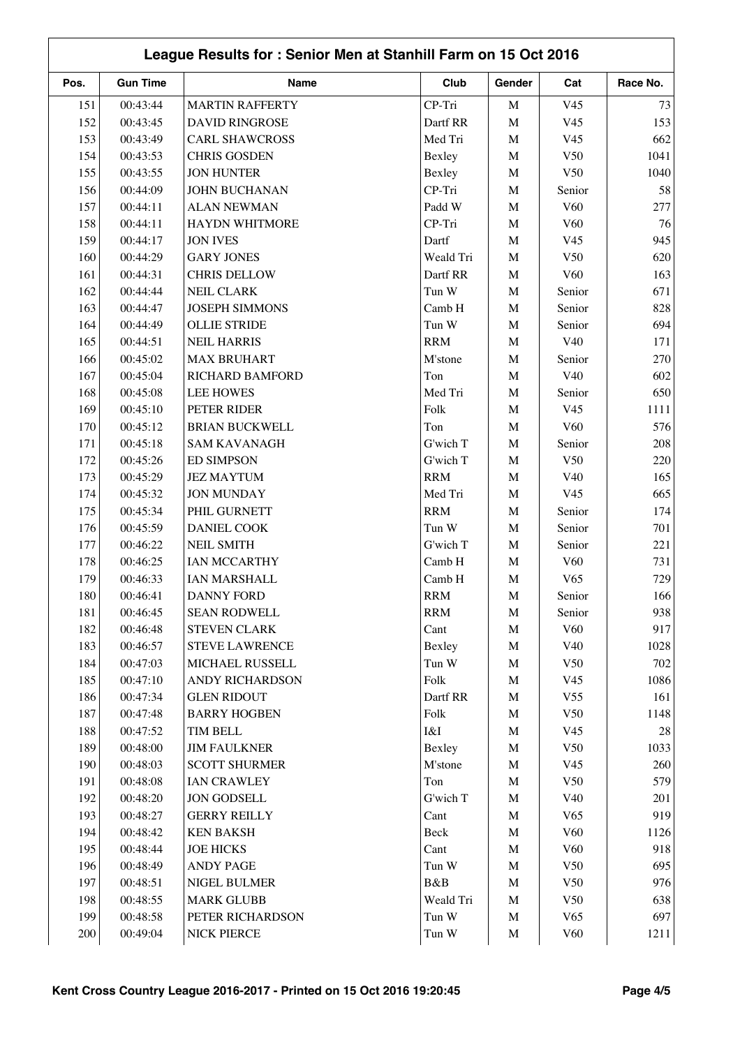## League Results for : Senior Men at Stanhill Farm on 15 Oct 2016

| Pos. | Gun Time | Name | Club | Gender | Cat | Race No. |
|---|---|---|---|---|---|---|
| 151 | 00:43:44 | MARTIN RAFFERTY | CP-Tri | M | V45 | 73 |
| 152 | 00:43:45 | DAVID RINGROSE | Dartf RR | M | V45 | 153 |
| 153 | 00:43:49 | CARL SHAWCROSS | Med Tri | M | V45 | 662 |
| 154 | 00:43:53 | CHRIS GOSDEN | Bexley | M | V50 | 1041 |
| 155 | 00:43:55 | JON HUNTER | Bexley | M | V50 | 1040 |
| 156 | 00:44:09 | JOHN BUCHANAN | CP-Tri | M | Senior | 58 |
| 157 | 00:44:11 | ALAN NEWMAN | Padd W | M | V60 | 277 |
| 158 | 00:44:11 | HAYDN WHITMORE | CP-Tri | M | V60 | 76 |
| 159 | 00:44:17 | JON IVES | Dartf | M | V45 | 945 |
| 160 | 00:44:29 | GARY JONES | Weald Tri | M | V50 | 620 |
| 161 | 00:44:31 | CHRIS DELLOW | Dartf RR | M | V60 | 163 |
| 162 | 00:44:44 | NEIL CLARK | Tun W | M | Senior | 671 |
| 163 | 00:44:47 | JOSEPH SIMMONS | Camb H | M | Senior | 828 |
| 164 | 00:44:49 | OLLIE STRIDE | Tun W | M | Senior | 694 |
| 165 | 00:44:51 | NEIL HARRIS | RRM | M | V40 | 171 |
| 166 | 00:45:02 | MAX BRUHART | M'stone | M | Senior | 270 |
| 167 | 00:45:04 | RICHARD BAMFORD | Ton | M | V40 | 602 |
| 168 | 00:45:08 | LEE HOWES | Med Tri | M | Senior | 650 |
| 169 | 00:45:10 | PETER RIDER | Folk | M | V45 | 1111 |
| 170 | 00:45:12 | BRIAN BUCKWELL | Ton | M | V60 | 576 |
| 171 | 00:45:18 | SAM KAVANAGH | G'wich T | M | Senior | 208 |
| 172 | 00:45:26 | ED SIMPSON | G'wich T | M | V50 | 220 |
| 173 | 00:45:29 | JEZ MAYTUM | RRM | M | V40 | 165 |
| 174 | 00:45:32 | JON MUNDAY | Med Tri | M | V45 | 665 |
| 175 | 00:45:34 | PHIL GURNETT | RRM | M | Senior | 174 |
| 176 | 00:45:59 | DANIEL COOK | Tun W | M | Senior | 701 |
| 177 | 00:46:22 | NEIL SMITH | G'wich T | M | Senior | 221 |
| 178 | 00:46:25 | IAN MCCARTHY | Camb H | M | V60 | 731 |
| 179 | 00:46:33 | IAN MARSHALL | Camb H | M | V65 | 729 |
| 180 | 00:46:41 | DANNY FORD | RRM | M | Senior | 166 |
| 181 | 00:46:45 | SEAN RODWELL | RRM | M | Senior | 938 |
| 182 | 00:46:48 | STEVEN CLARK | Cant | M | V60 | 917 |
| 183 | 00:46:57 | STEVE LAWRENCE | Bexley | M | V40 | 1028 |
| 184 | 00:47:03 | MICHAEL RUSSELL | Tun W | M | V50 | 702 |
| 185 | 00:47:10 | ANDY RICHARDSON | Folk | M | V45 | 1086 |
| 186 | 00:47:34 | GLEN RIDOUT | Dartf RR | M | V55 | 161 |
| 187 | 00:47:48 | BARRY HOGBEN | Folk | M | V50 | 1148 |
| 188 | 00:47:52 | TIM BELL | I&I | M | V45 | 28 |
| 189 | 00:48:00 | JIM FAULKNER | Bexley | M | V50 | 1033 |
| 190 | 00:48:03 | SCOTT SHURMER | M'stone | M | V45 | 260 |
| 191 | 00:48:08 | IAN CRAWLEY | Ton | M | V50 | 579 |
| 192 | 00:48:20 | JON GODSELL | G'wich T | M | V40 | 201 |
| 193 | 00:48:27 | GERRY REILLY | Cant | M | V65 | 919 |
| 194 | 00:48:42 | KEN BAKSH | Beck | M | V60 | 1126 |
| 195 | 00:48:44 | JOE HICKS | Cant | M | V60 | 918 |
| 196 | 00:48:49 | ANDY PAGE | Tun W | M | V50 | 695 |
| 197 | 00:48:51 | NIGEL BULMER | B&B | M | V50 | 976 |
| 198 | 00:48:55 | MARK GLUBB | Weald Tri | M | V50 | 638 |
| 199 | 00:48:58 | PETER RICHARDSON | Tun W | M | V65 | 697 |
| 200 | 00:49:04 | NICK PIERCE | Tun W | M | V60 | 1211 |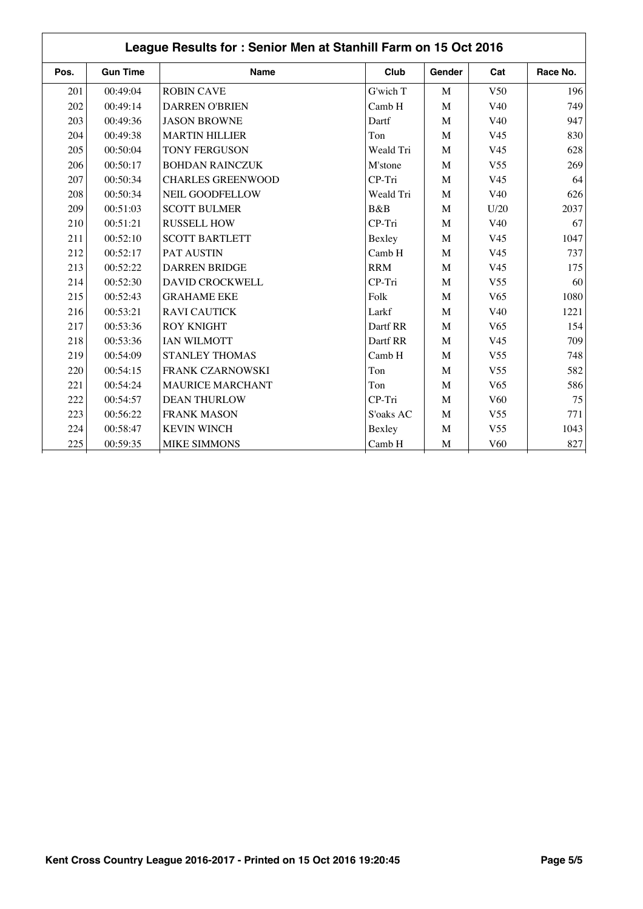## League Results for : Senior Men at Stanhill Farm on 15 Oct 2016

| Pos. | Gun Time | Name | Club | Gender | Cat | Race No. |
|---|---|---|---|---|---|---|
| 201 | 00:49:04 | ROBIN CAVE | G'wich T | M | V50 | 196 |
| 202 | 00:49:14 | DARREN O'BRIEN | Camb H | M | V40 | 749 |
| 203 | 00:49:36 | JASON BROWNE | Dartf | M | V40 | 947 |
| 204 | 00:49:38 | MARTIN HILLIER | Ton | M | V45 | 830 |
| 205 | 00:50:04 | TONY FERGUSON | Weald Tri | M | V45 | 628 |
| 206 | 00:50:17 | BOHDAN RAINCZUK | M'stone | M | V55 | 269 |
| 207 | 00:50:34 | CHARLES GREENWOOD | CP-Tri | M | V45 | 64 |
| 208 | 00:50:34 | NEIL GOODFELLOW | Weald Tri | M | V40 | 626 |
| 209 | 00:51:03 | SCOTT BULMER | B&B | M | U/20 | 2037 |
| 210 | 00:51:21 | RUSSELL HOW | CP-Tri | M | V40 | 67 |
| 211 | 00:52:10 | SCOTT BARTLETT | Bexley | M | V45 | 1047 |
| 212 | 00:52:17 | PAT AUSTIN | Camb H | M | V45 | 737 |
| 213 | 00:52:22 | DARREN BRIDGE | RRM | M | V45 | 175 |
| 214 | 00:52:30 | DAVID CROCKWELL | CP-Tri | M | V55 | 60 |
| 215 | 00:52:43 | GRAHAME EKE | Folk | M | V65 | 1080 |
| 216 | 00:53:21 | RAVI CAUTICK | Larkf | M | V40 | 1221 |
| 217 | 00:53:36 | ROY KNIGHT | Dartf RR | M | V65 | 154 |
| 218 | 00:53:36 | IAN WILMOTT | Dartf RR | M | V45 | 709 |
| 219 | 00:54:09 | STANLEY THOMAS | Camb H | M | V55 | 748 |
| 220 | 00:54:15 | FRANK CZARNOWSKI | Ton | M | V55 | 582 |
| 221 | 00:54:24 | MAURICE MARCHANT | Ton | M | V65 | 586 |
| 222 | 00:54:57 | DEAN THURLOW | CP-Tri | M | V60 | 75 |
| 223 | 00:56:22 | FRANK MASON | S'oaks AC | M | V55 | 771 |
| 224 | 00:58:47 | KEVIN WINCH | Bexley | M | V55 | 1043 |
| 225 | 00:59:35 | MIKE SIMMONS | Camb H | M | V60 | 827 |